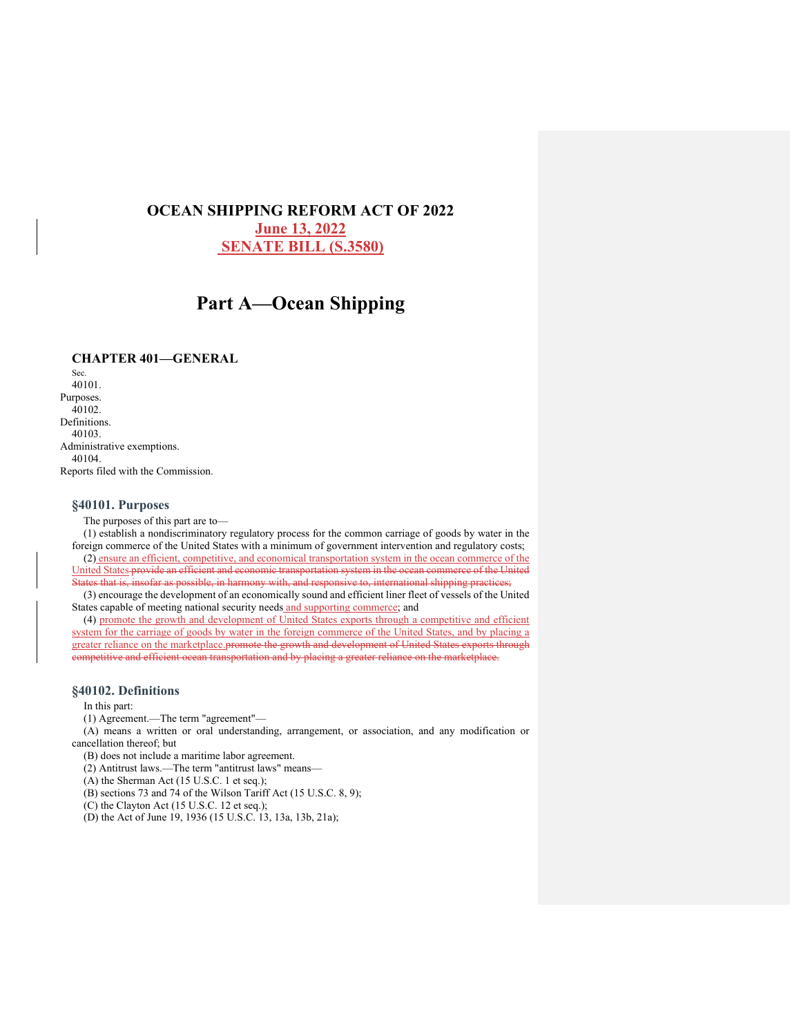# OCEAN SHIPPING REFORM ACT OF 2022

**June 13, 2022**

**SENATE BILL (S.3580)**

## Part A—Ocean Shipping

### CHAPTER 401—GENERAL

Sec.

40101. Purposes.

40102. Definitions.

40103. Administrative exemptions.

40104. Reports filed with the Commission.

### §40101. Purposes

The purposes of this part are to—

(1) establish a nondiscriminatory regulatory process for the common carriage of goods by water in the foreign commerce of the United States with a minimum of government intervention and regulatory costs;

(2) ensure an efficient, competitive, and economical transportation system in the ocean commerce of the United States ~~provide an efficient and economic transportation system in the ocean commerce of the United States that is, insofar as possible, in harmony with, and responsive to, international shipping practices;~~

(3) encourage the development of an economically sound and efficient liner fleet of vessels of the United States capable of meeting national security needs and supporting commerce; and

(4) promote the growth and development of United States exports through a competitive and efficient system for the carriage of goods by water in the foreign commerce of the United States, and by placing a greater reliance on the marketplace ~~promote the growth and development of United States exports through competitive and efficient ocean transportation and by placing a greater reliance on the marketplace.~~

### §40102. Definitions

In this part:

(1) Agreement.—The term "agreement"—

(A) means a written or oral understanding, arrangement, or association, and any modification or cancellation thereof; but

(B) does not include a maritime labor agreement.

(2) Antitrust laws.—The term "antitrust laws" means—

(A) the Sherman Act (15 U.S.C. 1 et seq.);

(B) sections 73 and 74 of the Wilson Tariff Act (15 U.S.C. 8, 9);

(C) the Clayton Act (15 U.S.C. 12 et seq.);

(D) the Act of June 19, 1936 (15 U.S.C. 13, 13a, 13b, 21a);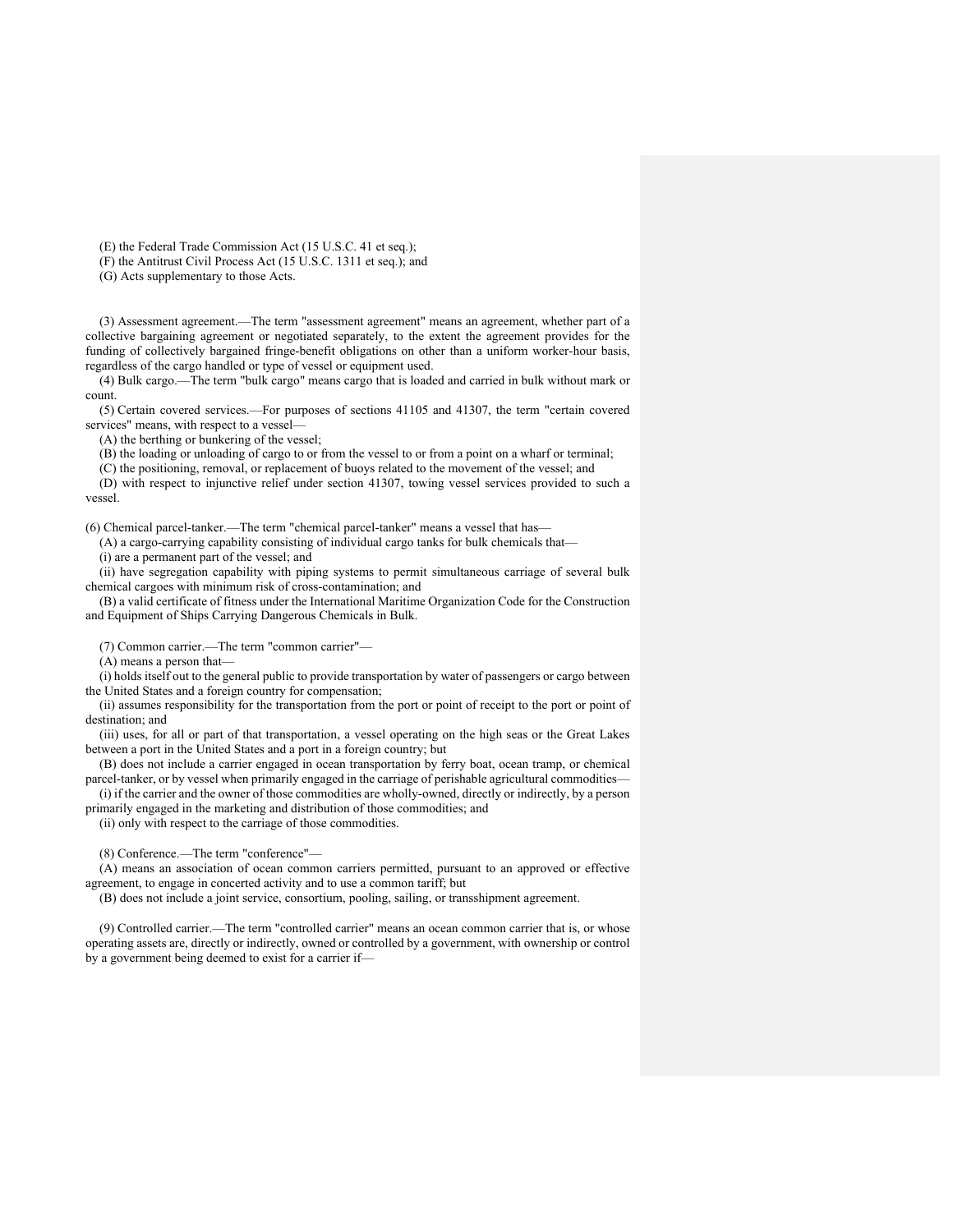(E) the Federal Trade Commission Act (15 U.S.C. 41 et seq.);
(F) the Antitrust Civil Process Act (15 U.S.C. 1311 et seq.); and
(G) Acts supplementary to those Acts.

(3) Assessment agreement.—The term "assessment agreement" means an agreement, whether part of a collective bargaining agreement or negotiated separately, to the extent the agreement provides for the funding of collectively bargained fringe-benefit obligations on other than a uniform worker-hour basis, regardless of the cargo handled or type of vessel or equipment used.

(4) Bulk cargo.—The term "bulk cargo" means cargo that is loaded and carried in bulk without mark or count.

(5) Certain covered services.—For purposes of sections 41105 and 41307, the term "certain covered services" means, with respect to a vessel—

(A) the berthing or bunkering of the vessel;
(B) the loading or unloading of cargo to or from the vessel to or from a point on a wharf or terminal;
(C) the positioning, removal, or replacement of buoys related to the movement of the vessel; and
(D) with respect to injunctive relief under section 41307, towing vessel services provided to such a vessel.

(6) Chemical parcel-tanker.—The term "chemical parcel-tanker" means a vessel that has—

(A) a cargo-carrying capability consisting of individual cargo tanks for bulk chemicals that—
(i) are a permanent part of the vessel; and
(ii) have segregation capability with piping systems to permit simultaneous carriage of several bulk chemical cargoes with minimum risk of cross-contamination; and
(B) a valid certificate of fitness under the International Maritime Organization Code for the Construction and Equipment of Ships Carrying Dangerous Chemicals in Bulk.

(7) Common carrier.—The term "common carrier"—

(A) means a person that—
(i) holds itself out to the general public to provide transportation by water of passengers or cargo between the United States and a foreign country for compensation;
(ii) assumes responsibility for the transportation from the port or point of receipt to the port or point of destination; and
(iii) uses, for all or part of that transportation, a vessel operating on the high seas or the Great Lakes between a port in the United States and a port in a foreign country; but
(B) does not include a carrier engaged in ocean transportation by ferry boat, ocean tramp, or chemical parcel-tanker, or by vessel when primarily engaged in the carriage of perishable agricultural commodities—
(i) if the carrier and the owner of those commodities are wholly-owned, directly or indirectly, by a person primarily engaged in the marketing and distribution of those commodities; and
(ii) only with respect to the carriage of those commodities.

(8) Conference.—The term "conference"—

(A) means an association of ocean common carriers permitted, pursuant to an approved or effective agreement, to engage in concerted activity and to use a common tariff; but
(B) does not include a joint service, consortium, pooling, sailing, or transshipment agreement.

(9) Controlled carrier.—The term "controlled carrier" means an ocean common carrier that is, or whose operating assets are, directly or indirectly, owned or controlled by a government, with ownership or control by a government being deemed to exist for a carrier if—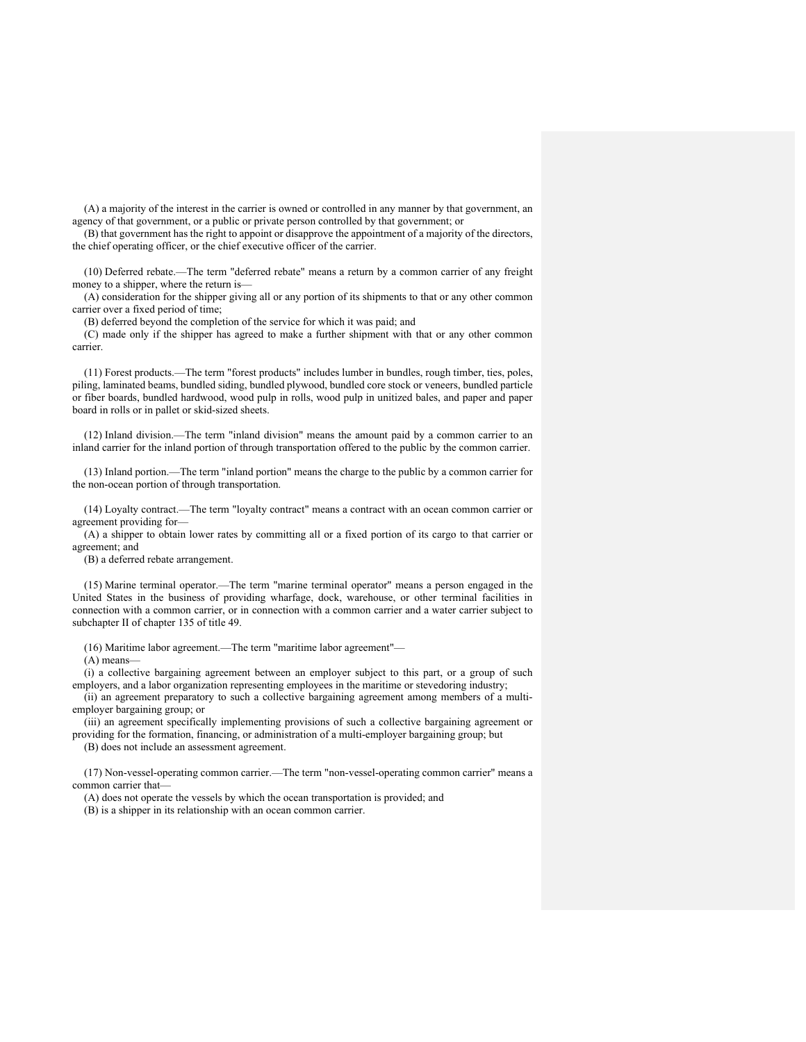(A) a majority of the interest in the carrier is owned or controlled in any manner by that government, an agency of that government, or a public or private person controlled by that government; or

(B) that government has the right to appoint or disapprove the appointment of a majority of the directors, the chief operating officer, or the chief executive officer of the carrier.

(10) Deferred rebate.—The term "deferred rebate" means a return by a common carrier of any freight money to a shipper, where the return is—

(A) consideration for the shipper giving all or any portion of its shipments to that or any other common carrier over a fixed period of time;

(B) deferred beyond the completion of the service for which it was paid; and

(C) made only if the shipper has agreed to make a further shipment with that or any other common carrier.

(11) Forest products.—The term "forest products" includes lumber in bundles, rough timber, ties, poles, piling, laminated beams, bundled siding, bundled plywood, bundled core stock or veneers, bundled particle or fiber boards, bundled hardwood, wood pulp in rolls, wood pulp in unitized bales, and paper and paper board in rolls or in pallet or skid-sized sheets.

(12) Inland division.—The term "inland division" means the amount paid by a common carrier to an inland carrier for the inland portion of through transportation offered to the public by the common carrier.

(13) Inland portion.—The term "inland portion" means the charge to the public by a common carrier for the non-ocean portion of through transportation.

(14) Loyalty contract.—The term "loyalty contract" means a contract with an ocean common carrier or agreement providing for—

(A) a shipper to obtain lower rates by committing all or a fixed portion of its cargo to that carrier or agreement; and

(B) a deferred rebate arrangement.

(15) Marine terminal operator.—The term "marine terminal operator" means a person engaged in the United States in the business of providing wharfage, dock, warehouse, or other terminal facilities in connection with a common carrier, or in connection with a common carrier and a water carrier subject to subchapter II of chapter 135 of title 49.

(16) Maritime labor agreement.—The term "maritime labor agreement"—

(A) means—

(i) a collective bargaining agreement between an employer subject to this part, or a group of such employers, and a labor organization representing employees in the maritime or stevedoring industry;

(ii) an agreement preparatory to such a collective bargaining agreement among members of a multi-employer bargaining group; or

(iii) an agreement specifically implementing provisions of such a collective bargaining agreement or providing for the formation, financing, or administration of a multi-employer bargaining group; but

(B) does not include an assessment agreement.

(17) Non-vessel-operating common carrier.—The term "non-vessel-operating common carrier" means a common carrier that—

(A) does not operate the vessels by which the ocean transportation is provided; and

(B) is a shipper in its relationship with an ocean common carrier.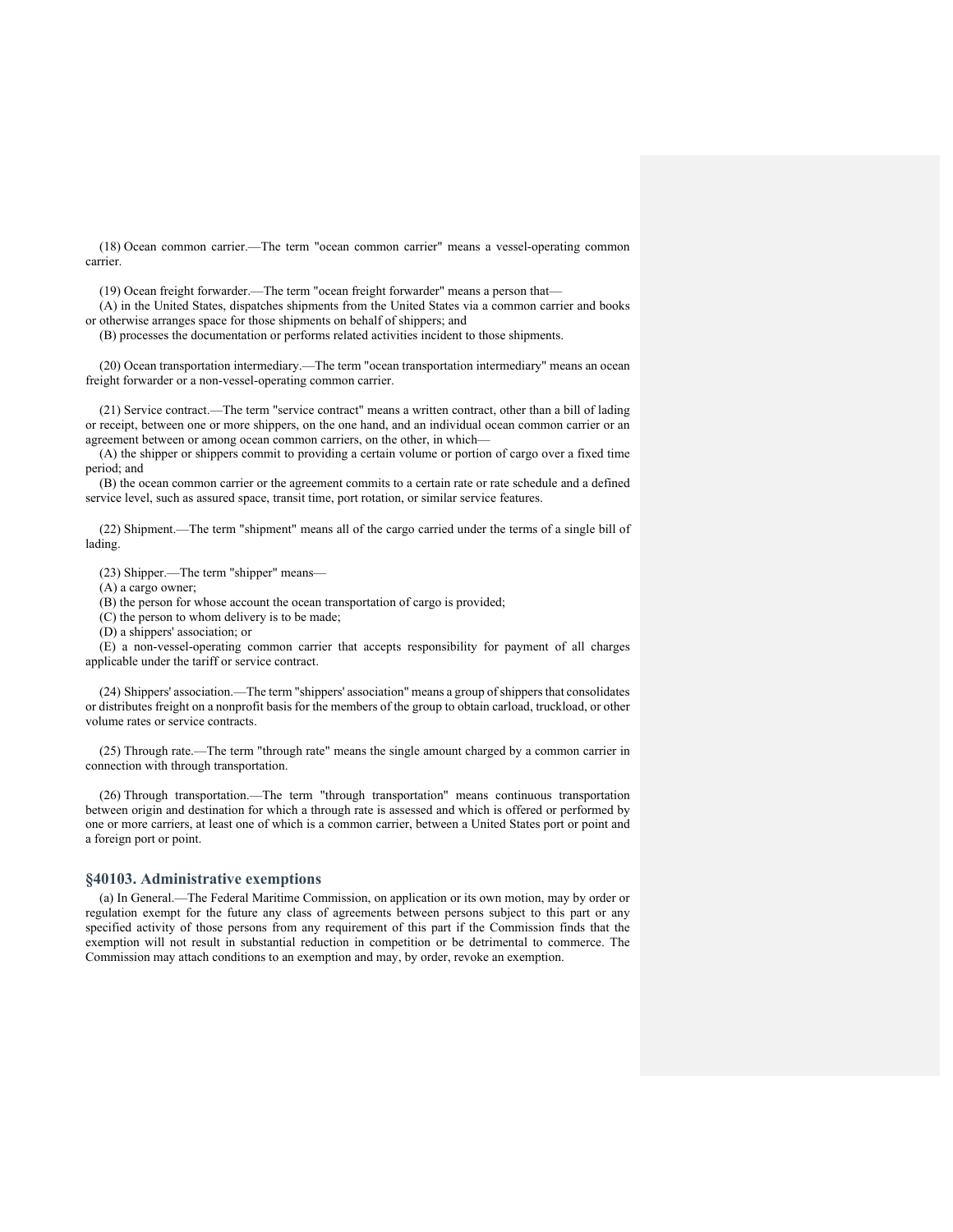(18) Ocean common carrier.—The term "ocean common carrier" means a vessel-operating common carrier.

(19) Ocean freight forwarder.—The term "ocean freight forwarder" means a person that—

(A) in the United States, dispatches shipments from the United States via a common carrier and books or otherwise arranges space for those shipments on behalf of shippers; and

(B) processes the documentation or performs related activities incident to those shipments.

(20) Ocean transportation intermediary.—The term "ocean transportation intermediary" means an ocean freight forwarder or a non-vessel-operating common carrier.

(21) Service contract.—The term "service contract" means a written contract, other than a bill of lading or receipt, between one or more shippers, on the one hand, and an individual ocean common carrier or an agreement between or among ocean common carriers, on the other, in which—

(A) the shipper or shippers commit to providing a certain volume or portion of cargo over a fixed time period; and

(B) the ocean common carrier or the agreement commits to a certain rate or rate schedule and a defined service level, such as assured space, transit time, port rotation, or similar service features.

(22) Shipment.—The term "shipment" means all of the cargo carried under the terms of a single bill of lading.

(23) Shipper.—The term "shipper" means—

(A) a cargo owner;

(B) the person for whose account the ocean transportation of cargo is provided;

(C) the person to whom delivery is to be made;

(D) a shippers' association; or

(E) a non-vessel-operating common carrier that accepts responsibility for payment of all charges applicable under the tariff or service contract.

(24) Shippers' association.—The term "shippers' association" means a group of shippers that consolidates or distributes freight on a nonprofit basis for the members of the group to obtain carload, truckload, or other volume rates or service contracts.

(25) Through rate.—The term "through rate" means the single amount charged by a common carrier in connection with through transportation.

(26) Through transportation.—The term "through transportation" means continuous transportation between origin and destination for which a through rate is assessed and which is offered or performed by one or more carriers, at least one of which is a common carrier, between a United States port or point and a foreign port or point.

## §40103. Administrative exemptions

(a) In General.—The Federal Maritime Commission, on application or its own motion, may by order or regulation exempt for the future any class of agreements between persons subject to this part or any specified activity of those persons from any requirement of this part if the Commission finds that the exemption will not result in substantial reduction in competition or be detrimental to commerce. The Commission may attach conditions to an exemption and may, by order, revoke an exemption.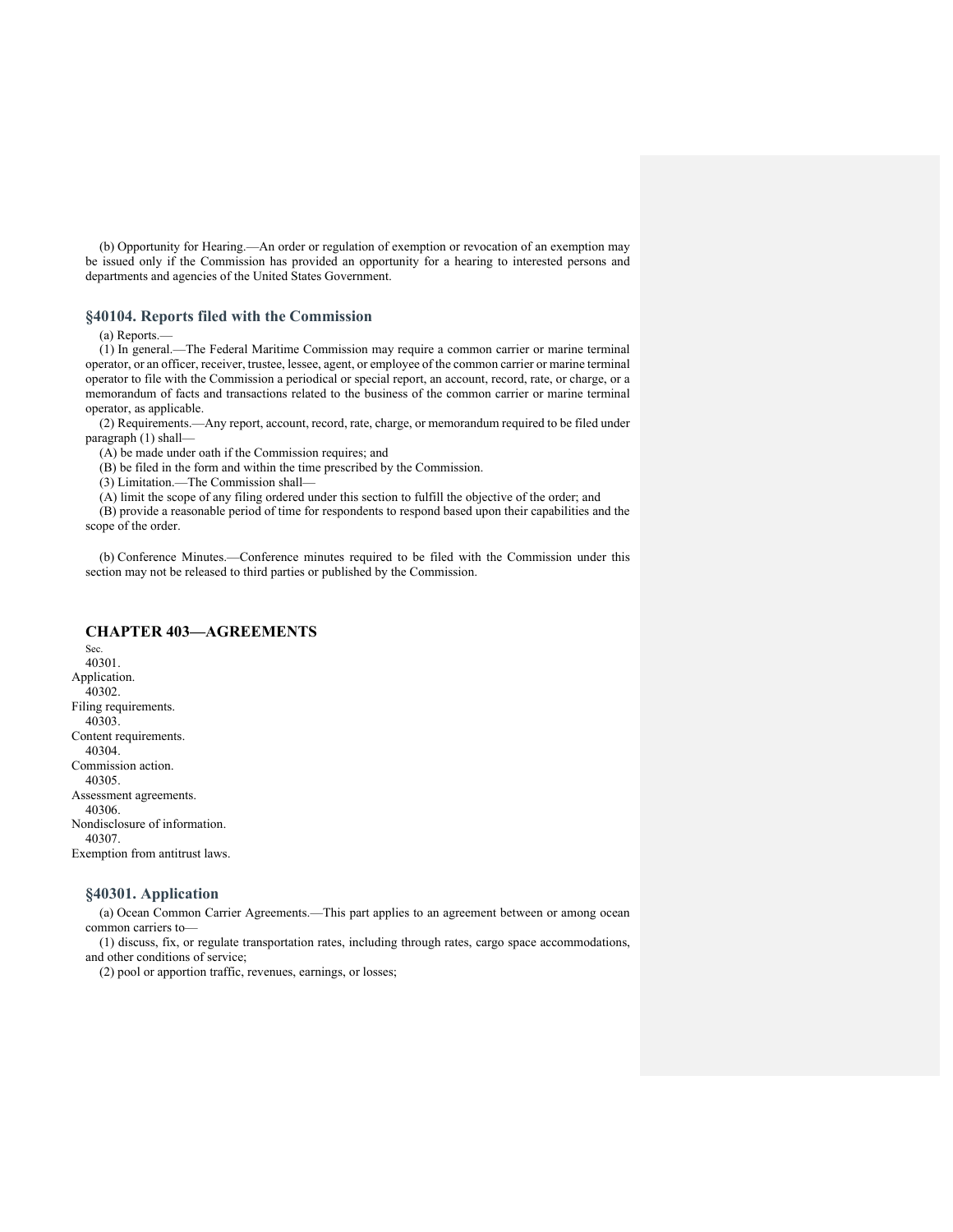(b) Opportunity for Hearing.—An order or regulation of exemption or revocation of an exemption may be issued only if the Commission has provided an opportunity for a hearing to interested persons and departments and agencies of the United States Government.

### §40104. Reports filed with the Commission

(a) Reports.—

(1) In general.—The Federal Maritime Commission may require a common carrier or marine terminal operator, or an officer, receiver, trustee, lessee, agent, or employee of the common carrier or marine terminal operator to file with the Commission a periodical or special report, an account, record, rate, or charge, or a memorandum of facts and transactions related to the business of the common carrier or marine terminal operator, as applicable.

(2) Requirements.—Any report, account, record, rate, charge, or memorandum required to be filed under paragraph (1) shall—

(A) be made under oath if the Commission requires; and

(B) be filed in the form and within the time prescribed by the Commission.

(3) Limitation.—The Commission shall—

(A) limit the scope of any filing ordered under this section to fulfill the objective of the order; and

(B) provide a reasonable period of time for respondents to respond based upon their capabilities and the scope of the order.

(b) Conference Minutes.—Conference minutes required to be filed with the Commission under this section may not be released to third parties or published by the Commission.

## CHAPTER 403—AGREEMENTS

Sec.

40301. Application.

40302. Filing requirements.

40303. Content requirements.

40304. Commission action.

40305. Assessment agreements.

40306. Nondisclosure of information.

40307. Exemption from antitrust laws.

### §40301. Application

(a) Ocean Common Carrier Agreements.—This part applies to an agreement between or among ocean common carriers to—

(1) discuss, fix, or regulate transportation rates, including through rates, cargo space accommodations, and other conditions of service;

(2) pool or apportion traffic, revenues, earnings, or losses;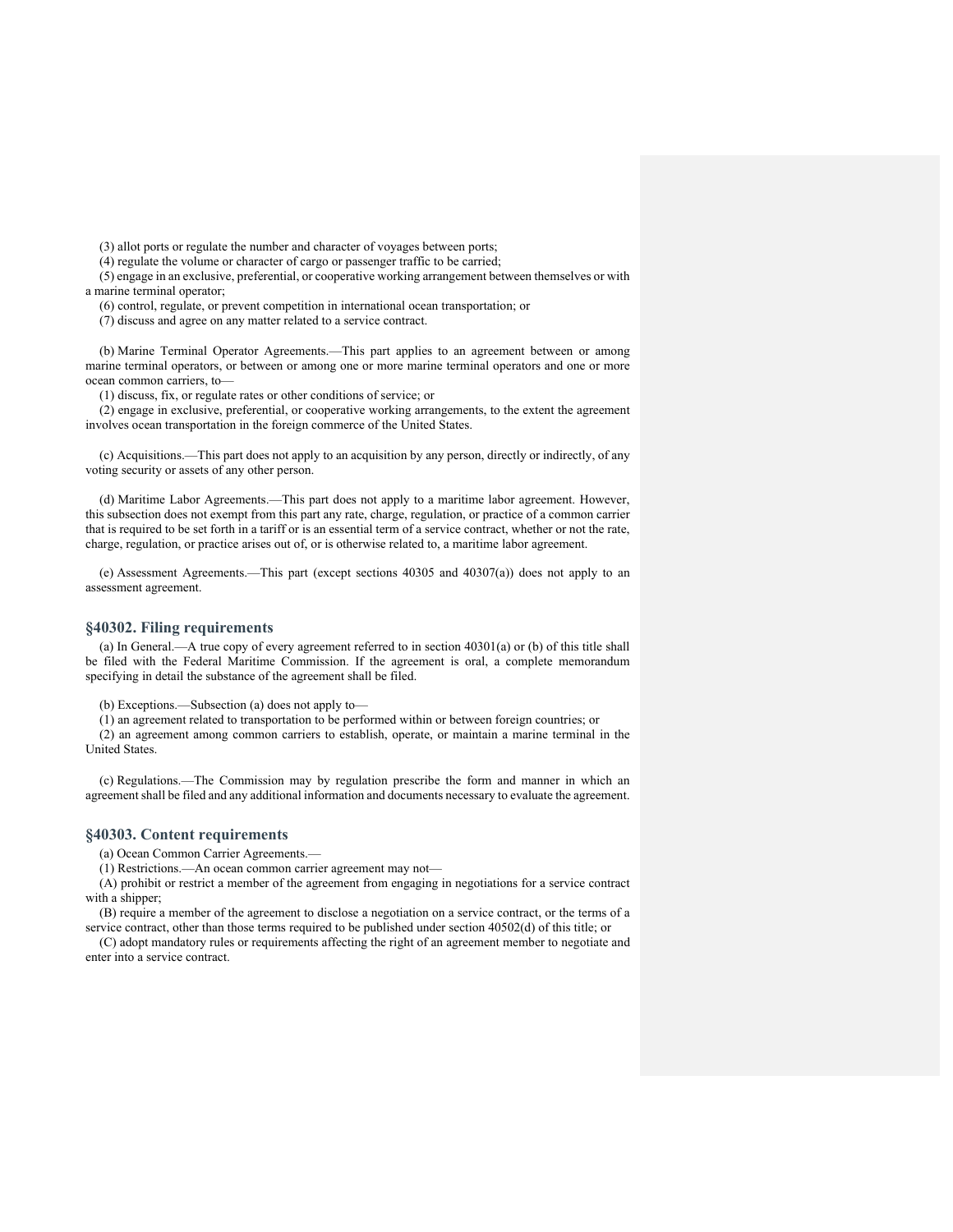(3) allot ports or regulate the number and character of voyages between ports;

(4) regulate the volume or character of cargo or passenger traffic to be carried;

(5) engage in an exclusive, preferential, or cooperative working arrangement between themselves or with a marine terminal operator;

(6) control, regulate, or prevent competition in international ocean transportation; or

(7) discuss and agree on any matter related to a service contract.

(b) Marine Terminal Operator Agreements.—This part applies to an agreement between or among marine terminal operators, or between or among one or more marine terminal operators and one or more ocean common carriers, to—

(1) discuss, fix, or regulate rates or other conditions of service; or

(2) engage in exclusive, preferential, or cooperative working arrangements, to the extent the agreement involves ocean transportation in the foreign commerce of the United States.

(c) Acquisitions.—This part does not apply to an acquisition by any person, directly or indirectly, of any voting security or assets of any other person.

(d) Maritime Labor Agreements.—This part does not apply to a maritime labor agreement. However, this subsection does not exempt from this part any rate, charge, regulation, or practice of a common carrier that is required to be set forth in a tariff or is an essential term of a service contract, whether or not the rate, charge, regulation, or practice arises out of, or is otherwise related to, a maritime labor agreement.

(e) Assessment Agreements.—This part (except sections 40305 and 40307(a)) does not apply to an assessment agreement.

## §40302. Filing requirements

(a) In General.—A true copy of every agreement referred to in section 40301(a) or (b) of this title shall be filed with the Federal Maritime Commission. If the agreement is oral, a complete memorandum specifying in detail the substance of the agreement shall be filed.

(b) Exceptions.—Subsection (a) does not apply to—

(1) an agreement related to transportation to be performed within or between foreign countries; or

(2) an agreement among common carriers to establish, operate, or maintain a marine terminal in the United States.

(c) Regulations.—The Commission may by regulation prescribe the form and manner in which an agreement shall be filed and any additional information and documents necessary to evaluate the agreement.

## §40303. Content requirements

(a) Ocean Common Carrier Agreements.—

(1) Restrictions.—An ocean common carrier agreement may not—

(A) prohibit or restrict a member of the agreement from engaging in negotiations for a service contract with a shipper;

(B) require a member of the agreement to disclose a negotiation on a service contract, or the terms of a service contract, other than those terms required to be published under section 40502(d) of this title; or

(C) adopt mandatory rules or requirements affecting the right of an agreement member to negotiate and enter into a service contract.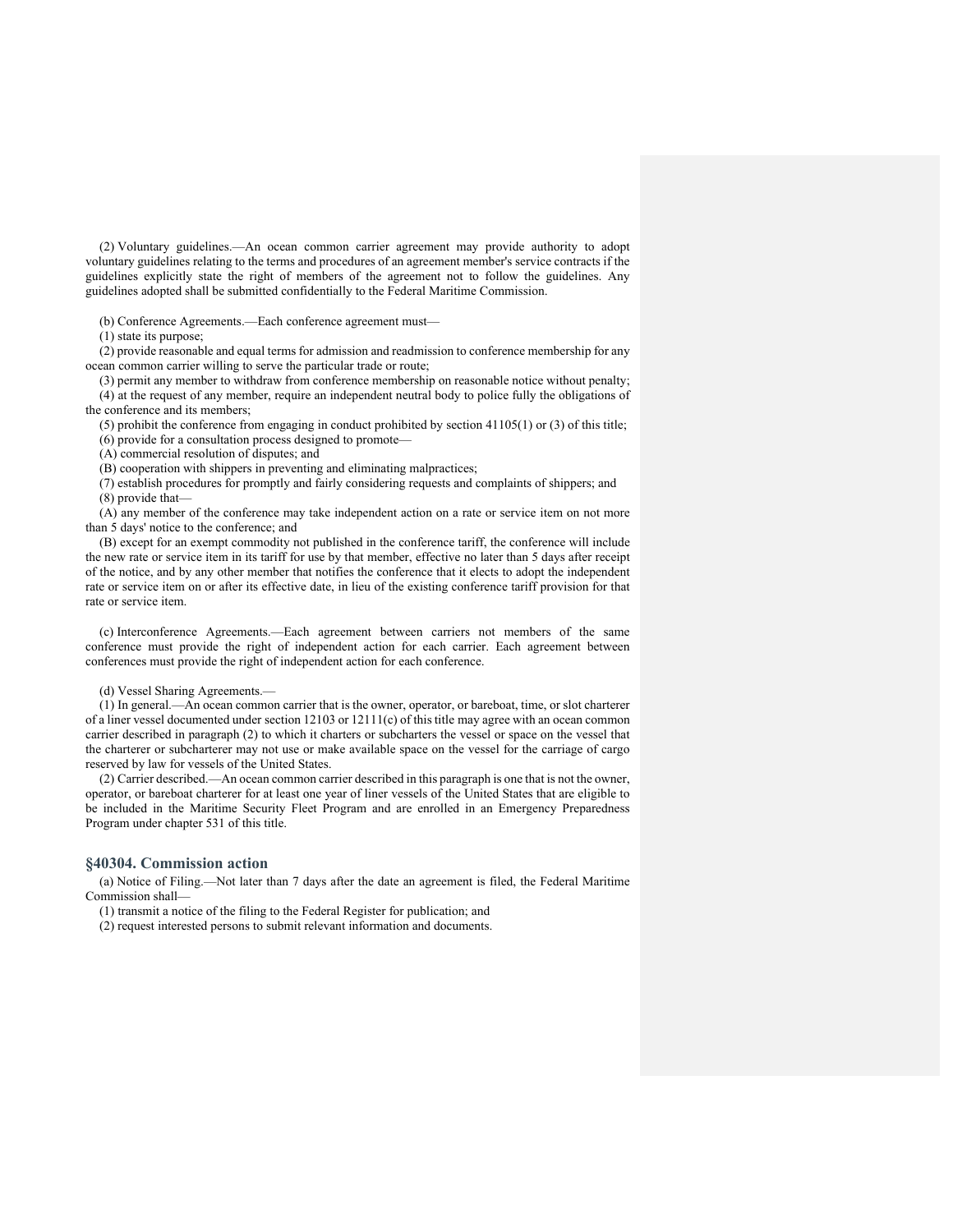(2) Voluntary guidelines.—An ocean common carrier agreement may provide authority to adopt voluntary guidelines relating to the terms and procedures of an agreement member's service contracts if the guidelines explicitly state the right of members of the agreement not to follow the guidelines. Any guidelines adopted shall be submitted confidentially to the Federal Maritime Commission.

(b) Conference Agreements.—Each conference agreement must—

(1) state its purpose;

(2) provide reasonable and equal terms for admission and readmission to conference membership for any ocean common carrier willing to serve the particular trade or route;

(3) permit any member to withdraw from conference membership on reasonable notice without penalty;

(4) at the request of any member, require an independent neutral body to police fully the obligations of the conference and its members;

(5) prohibit the conference from engaging in conduct prohibited by section 41105(1) or (3) of this title;

(6) provide for a consultation process designed to promote—

(A) commercial resolution of disputes; and

(B) cooperation with shippers in preventing and eliminating malpractices;

(7) establish procedures for promptly and fairly considering requests and complaints of shippers; and

(8) provide that—

(A) any member of the conference may take independent action on a rate or service item on not more than 5 days' notice to the conference; and

(B) except for an exempt commodity not published in the conference tariff, the conference will include the new rate or service item in its tariff for use by that member, effective no later than 5 days after receipt of the notice, and by any other member that notifies the conference that it elects to adopt the independent rate or service item on or after its effective date, in lieu of the existing conference tariff provision for that rate or service item.

(c) Interconference Agreements.—Each agreement between carriers not members of the same conference must provide the right of independent action for each carrier. Each agreement between conferences must provide the right of independent action for each conference.

(d) Vessel Sharing Agreements.—

(1) In general.—An ocean common carrier that is the owner, operator, or bareboat, time, or slot charterer of a liner vessel documented under section 12103 or 12111(c) of this title may agree with an ocean common carrier described in paragraph (2) to which it charters or subcharters the vessel or space on the vessel that the charterer or subcharterer may not use or make available space on the vessel for the carriage of cargo reserved by law for vessels of the United States.

(2) Carrier described.—An ocean common carrier described in this paragraph is one that is not the owner, operator, or bareboat charterer for at least one year of liner vessels of the United States that are eligible to be included in the Maritime Security Fleet Program and are enrolled in an Emergency Preparedness Program under chapter 531 of this title.

## §40304. Commission action

(a) Notice of Filing.—Not later than 7 days after the date an agreement is filed, the Federal Maritime Commission shall—

(1) transmit a notice of the filing to the Federal Register for publication; and

(2) request interested persons to submit relevant information and documents.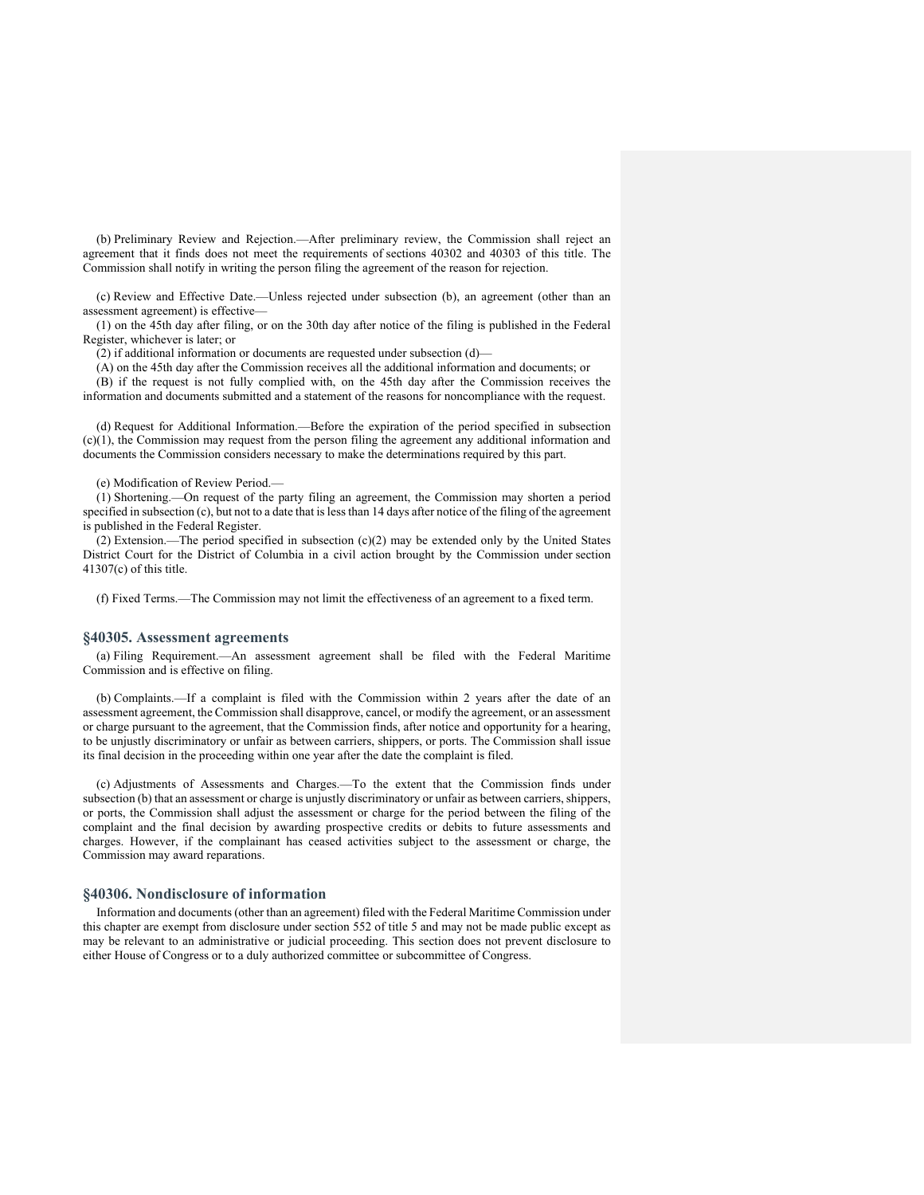(b) Preliminary Review and Rejection.—After preliminary review, the Commission shall reject an agreement that it finds does not meet the requirements of sections 40302 and 40303 of this title. The Commission shall notify in writing the person filing the agreement of the reason for rejection.

(c) Review and Effective Date.—Unless rejected under subsection (b), an agreement (other than an assessment agreement) is effective—

(1) on the 45th day after filing, or on the 30th day after notice of the filing is published in the Federal Register, whichever is later; or

(2) if additional information or documents are requested under subsection (d)—

(A) on the 45th day after the Commission receives all the additional information and documents; or

(B) if the request is not fully complied with, on the 45th day after the Commission receives the information and documents submitted and a statement of the reasons for noncompliance with the request.

(d) Request for Additional Information.—Before the expiration of the period specified in subsection (c)(1), the Commission may request from the person filing the agreement any additional information and documents the Commission considers necessary to make the determinations required by this part.

(e) Modification of Review Period.—

(1) Shortening.—On request of the party filing an agreement, the Commission may shorten a period specified in subsection (c), but not to a date that is less than 14 days after notice of the filing of the agreement is published in the Federal Register.

(2) Extension.—The period specified in subsection (c)(2) may be extended only by the United States District Court for the District of Columbia in a civil action brought by the Commission under section 41307(c) of this title.

(f) Fixed Terms.—The Commission may not limit the effectiveness of an agreement to a fixed term.

## §40305. Assessment agreements

(a) Filing Requirement.—An assessment agreement shall be filed with the Federal Maritime Commission and is effective on filing.

(b) Complaints.—If a complaint is filed with the Commission within 2 years after the date of an assessment agreement, the Commission shall disapprove, cancel, or modify the agreement, or an assessment or charge pursuant to the agreement, that the Commission finds, after notice and opportunity for a hearing, to be unjustly discriminatory or unfair as between carriers, shippers, or ports. The Commission shall issue its final decision in the proceeding within one year after the date the complaint is filed.

(c) Adjustments of Assessments and Charges.—To the extent that the Commission finds under subsection (b) that an assessment or charge is unjustly discriminatory or unfair as between carriers, shippers, or ports, the Commission shall adjust the assessment or charge for the period between the filing of the complaint and the final decision by awarding prospective credits or debits to future assessments and charges. However, if the complainant has ceased activities subject to the assessment or charge, the Commission may award reparations.

## §40306. Nondisclosure of information

Information and documents (other than an agreement) filed with the Federal Maritime Commission under this chapter are exempt from disclosure under section 552 of title 5 and may not be made public except as may be relevant to an administrative or judicial proceeding. This section does not prevent disclosure to either House of Congress or to a duly authorized committee or subcommittee of Congress.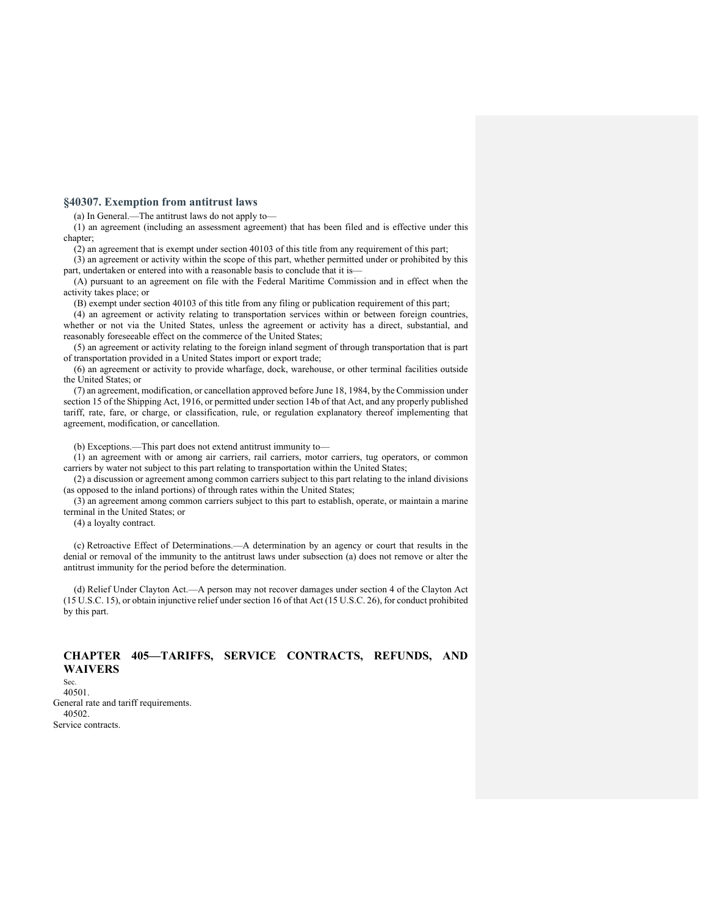### §40307. Exemption from antitrust laws

(a) In General.—The antitrust laws do not apply to—

(1) an agreement (including an assessment agreement) that has been filed and is effective under this chapter;

(2) an agreement that is exempt under section 40103 of this title from any requirement of this part;

(3) an agreement or activity within the scope of this part, whether permitted under or prohibited by this part, undertaken or entered into with a reasonable basis to conclude that it is—

(A) pursuant to an agreement on file with the Federal Maritime Commission and in effect when the activity takes place; or

(B) exempt under section 40103 of this title from any filing or publication requirement of this part;

(4) an agreement or activity relating to transportation services within or between foreign countries, whether or not via the United States, unless the agreement or activity has a direct, substantial, and reasonably foreseeable effect on the commerce of the United States;

(5) an agreement or activity relating to the foreign inland segment of through transportation that is part of transportation provided in a United States import or export trade;

(6) an agreement or activity to provide wharfage, dock, warehouse, or other terminal facilities outside the United States; or

(7) an agreement, modification, or cancellation approved before June 18, 1984, by the Commission under section 15 of the Shipping Act, 1916, or permitted under section 14b of that Act, and any properly published tariff, rate, fare, or charge, or classification, rule, or regulation explanatory thereof implementing that agreement, modification, or cancellation.

(b) Exceptions.—This part does not extend antitrust immunity to—

(1) an agreement with or among air carriers, rail carriers, motor carriers, tug operators, or common carriers by water not subject to this part relating to transportation within the United States;

(2) a discussion or agreement among common carriers subject to this part relating to the inland divisions (as opposed to the inland portions) of through rates within the United States;

(3) an agreement among common carriers subject to this part to establish, operate, or maintain a marine terminal in the United States; or

(4) a loyalty contract.

(c) Retroactive Effect of Determinations.—A determination by an agency or court that results in the denial or removal of the immunity to the antitrust laws under subsection (a) does not remove or alter the antitrust immunity for the period before the determination.

(d) Relief Under Clayton Act.—A person may not recover damages under section 4 of the Clayton Act (15 U.S.C. 15), or obtain injunctive relief under section 16 of that Act (15 U.S.C. 26), for conduct prohibited by this part.

## CHAPTER 405—TARIFFS, SERVICE CONTRACTS, REFUNDS, AND WAIVERS

Sec.

40501.
General rate and tariff requirements.

40502.
Service contracts.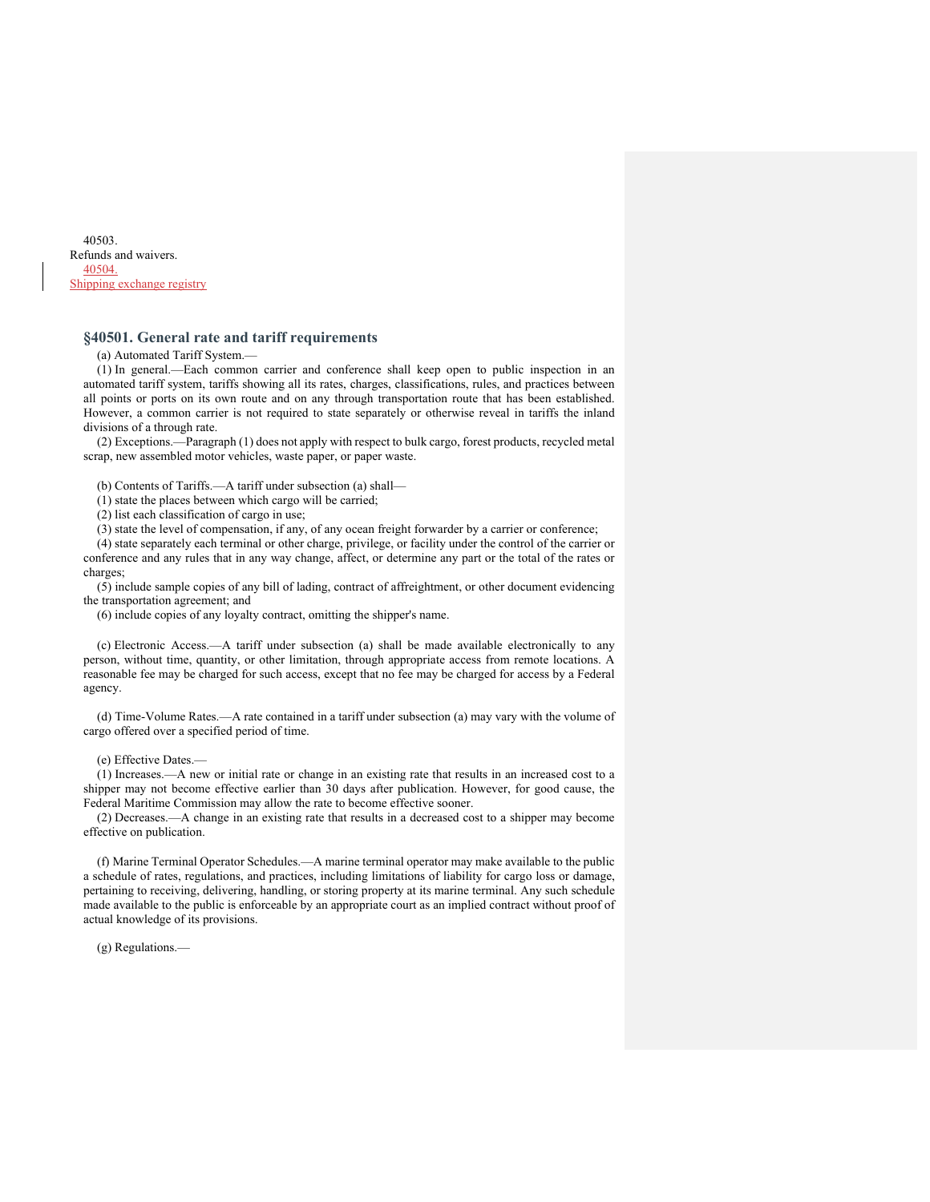40503.
Refunds and waivers.
40504.
Shipping exchange registry

## §40501. General rate and tariff requirements

(a) Automated Tariff System.—

(1) In general.—Each common carrier and conference shall keep open to public inspection in an automated tariff system, tariffs showing all its rates, charges, classifications, rules, and practices between all points or ports on its own route and on any through transportation route that has been established. However, a common carrier is not required to state separately or otherwise reveal in tariffs the inland divisions of a through rate.

(2) Exceptions.—Paragraph (1) does not apply with respect to bulk cargo, forest products, recycled metal scrap, new assembled motor vehicles, waste paper, or paper waste.

(b) Contents of Tariffs.—A tariff under subsection (a) shall—

(1) state the places between which cargo will be carried;

(2) list each classification of cargo in use;

(3) state the level of compensation, if any, of any ocean freight forwarder by a carrier or conference;

(4) state separately each terminal or other charge, privilege, or facility under the control of the carrier or conference and any rules that in any way change, affect, or determine any part or the total of the rates or charges;

(5) include sample copies of any bill of lading, contract of affreightment, or other document evidencing the transportation agreement; and

(6) include copies of any loyalty contract, omitting the shipper's name.

(c) Electronic Access.—A tariff under subsection (a) shall be made available electronically to any person, without time, quantity, or other limitation, through appropriate access from remote locations. A reasonable fee may be charged for such access, except that no fee may be charged for access by a Federal agency.

(d) Time-Volume Rates.—A rate contained in a tariff under subsection (a) may vary with the volume of cargo offered over a specified period of time.

(e) Effective Dates.—

(1) Increases.—A new or initial rate or change in an existing rate that results in an increased cost to a shipper may not become effective earlier than 30 days after publication. However, for good cause, the Federal Maritime Commission may allow the rate to become effective sooner.

(2) Decreases.—A change in an existing rate that results in a decreased cost to a shipper may become effective on publication.

(f) Marine Terminal Operator Schedules.—A marine terminal operator may make available to the public a schedule of rates, regulations, and practices, including limitations of liability for cargo loss or damage, pertaining to receiving, delivering, handling, or storing property at its marine terminal. Any such schedule made available to the public is enforceable by an appropriate court as an implied contract without proof of actual knowledge of its provisions.

(g) Regulations.—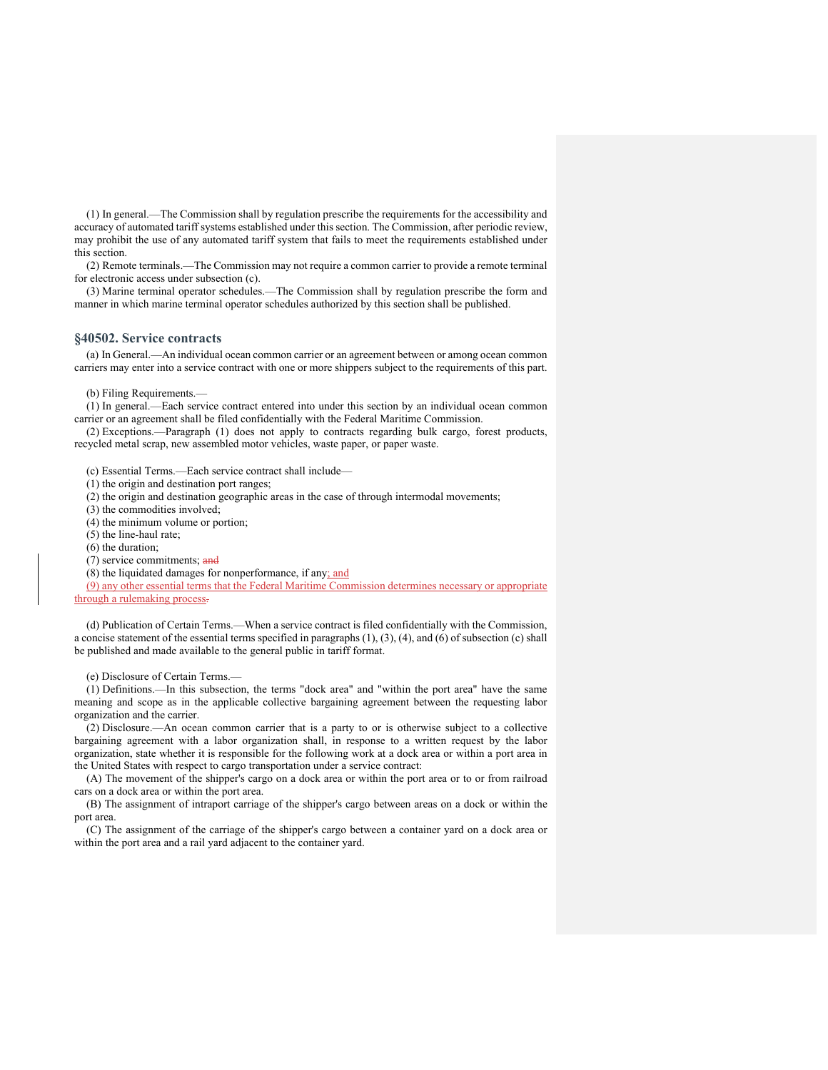(1) In general.—The Commission shall by regulation prescribe the requirements for the accessibility and accuracy of automated tariff systems established under this section. The Commission, after periodic review, may prohibit the use of any automated tariff system that fails to meet the requirements established under this section.

(2) Remote terminals.—The Commission may not require a common carrier to provide a remote terminal for electronic access under subsection (c).

(3) Marine terminal operator schedules.—The Commission shall by regulation prescribe the form and manner in which marine terminal operator schedules authorized by this section shall be published.

## §40502. Service contracts

(a) In General.—An individual ocean common carrier or an agreement between or among ocean common carriers may enter into a service contract with one or more shippers subject to the requirements of this part.

(b) Filing Requirements.—

(1) In general.—Each service contract entered into under this section by an individual ocean common carrier or an agreement shall be filed confidentially with the Federal Maritime Commission.

(2) Exceptions.—Paragraph (1) does not apply to contracts regarding bulk cargo, forest products, recycled metal scrap, new assembled motor vehicles, waste paper, or paper waste.

(c) Essential Terms.—Each service contract shall include—

(1) the origin and destination port ranges;

(2) the origin and destination geographic areas in the case of through intermodal movements;

(3) the commodities involved;

(4) the minimum volume or portion;

(5) the line-haul rate;

(6) the duration;

(7) service commitments; ~~and~~

(8) the liquidated damages for nonperformance, if any; and

(9) any other essential terms that the Federal Maritime Commission determines necessary or appropriate through a rulemaking process~~.~~

(d) Publication of Certain Terms.—When a service contract is filed confidentially with the Commission, a concise statement of the essential terms specified in paragraphs (1), (3), (4), and (6) of subsection (c) shall be published and made available to the general public in tariff format.

(e) Disclosure of Certain Terms.—

(1) Definitions.—In this subsection, the terms "dock area" and "within the port area" have the same meaning and scope as in the applicable collective bargaining agreement between the requesting labor organization and the carrier.

(2) Disclosure.—An ocean common carrier that is a party to or is otherwise subject to a collective bargaining agreement with a labor organization shall, in response to a written request by the labor organization, state whether it is responsible for the following work at a dock area or within a port area in the United States with respect to cargo transportation under a service contract:

(A) The movement of the shipper's cargo on a dock area or within the port area or to or from railroad cars on a dock area or within the port area.

(B) The assignment of intraport carriage of the shipper's cargo between areas on a dock or within the port area.

(C) The assignment of the carriage of the shipper's cargo between a container yard on a dock area or within the port area and a rail yard adjacent to the container yard.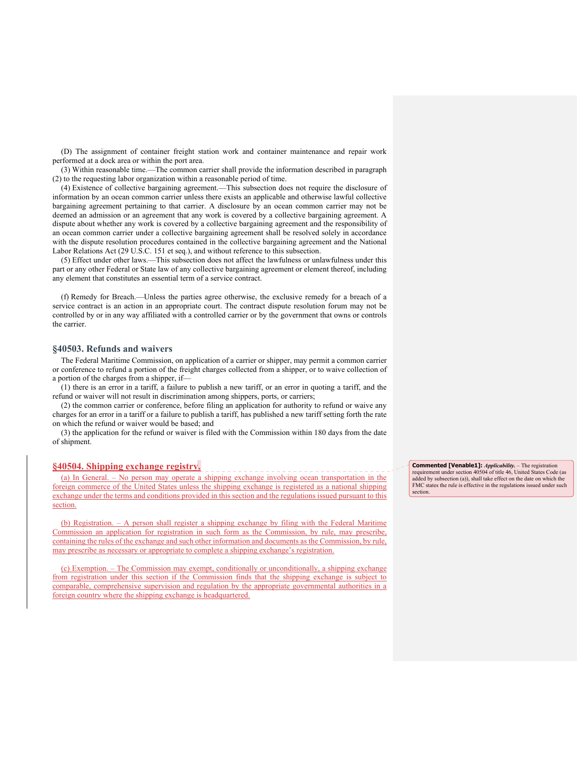(D) The assignment of container freight station work and container maintenance and repair work performed at a dock area or within the port area.

(3) Within reasonable time.—The common carrier shall provide the information described in paragraph (2) to the requesting labor organization within a reasonable period of time.

(4) Existence of collective bargaining agreement.—This subsection does not require the disclosure of information by an ocean common carrier unless there exists an applicable and otherwise lawful collective bargaining agreement pertaining to that carrier. A disclosure by an ocean common carrier may not be deemed an admission or an agreement that any work is covered by a collective bargaining agreement. A dispute about whether any work is covered by a collective bargaining agreement and the responsibility of an ocean common carrier under a collective bargaining agreement shall be resolved solely in accordance with the dispute resolution procedures contained in the collective bargaining agreement and the National Labor Relations Act (29 U.S.C. 151 et seq.), and without reference to this subsection.

(5) Effect under other laws.—This subsection does not affect the lawfulness or unlawfulness under this part or any other Federal or State law of any collective bargaining agreement or element thereof, including any element that constitutes an essential term of a service contract.

(f) Remedy for Breach.—Unless the parties agree otherwise, the exclusive remedy for a breach of a service contract is an action in an appropriate court. The contract dispute resolution forum may not be controlled by or in any way affiliated with a controlled carrier or by the government that owns or controls the carrier.

### §40503. Refunds and waivers

The Federal Maritime Commission, on application of a carrier or shipper, may permit a common carrier or conference to refund a portion of the freight charges collected from a shipper, or to waive collection of a portion of the charges from a shipper, if—

(1) there is an error in a tariff, a failure to publish a new tariff, or an error in quoting a tariff, and the refund or waiver will not result in discrimination among shippers, ports, or carriers;

(2) the common carrier or conference, before filing an application for authority to refund or waive any charges for an error in a tariff or a failure to publish a tariff, has published a new tariff setting forth the rate on which the refund or waiver would be based; and

(3) the application for the refund or waiver is filed with the Commission within 180 days from the date of shipment.

### §40504. Shipping exchange registry.

(a) In General. – No person may operate a shipping exchange involving ocean transportation in the foreign commerce of the United States unless the shipping exchange is registered as a national shipping exchange under the terms and conditions provided in this section and the regulations issued pursuant to this section.

(b) Registration. – A person shall register a shipping exchange by filing with the Federal Maritime Commission an application for registration in such form as the Commission, by rule, may prescribe, containing the rules of the exchange and such other information and documents as the Commission, by rule, may prescribe as necessary or appropriate to complete a shipping exchange's registration.

(c) Exemption. – The Commission may exempt, conditionally or unconditionally, a shipping exchange from registration under this section if the Commission finds that the shipping exchange is subject to comparable, comprehensive supervision and regulation by the appropriate governmental authorities in a foreign country where the shipping exchange is headquartered.

**Commented [Venable1]:** ***Applicability.*** – The registration requirement under section 40504 of title 46, United States Code (as added by subsection (a)), shall take effect on the date on which the FMC states the rule is effective in the regulations issued under such section.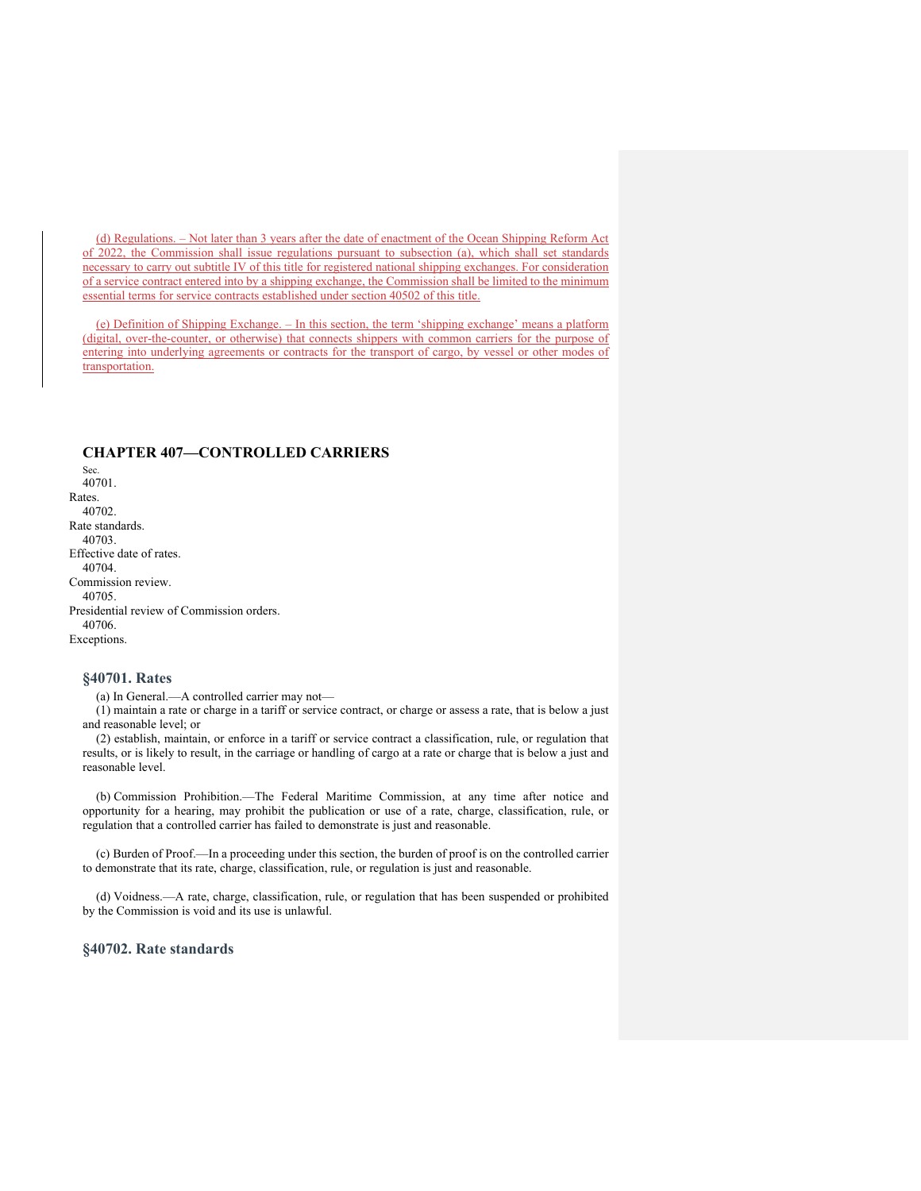(d) Regulations. – Not later than 3 years after the date of enactment of the Ocean Shipping Reform Act of 2022, the Commission shall issue regulations pursuant to subsection (a), which shall set standards necessary to carry out subtitle IV of this title for registered national shipping exchanges. For consideration of a service contract entered into by a shipping exchange, the Commission shall be limited to the minimum essential terms for service contracts established under section 40502 of this title.

(e) Definition of Shipping Exchange. – In this section, the term 'shipping exchange' means a platform (digital, over-the-counter, or otherwise) that connects shippers with common carriers for the purpose of entering into underlying agreements or contracts for the transport of cargo, by vessel or other modes of transportation.

## CHAPTER 407—CONTROLLED CARRIERS

Sec.
40701. Rates.
40702. Rate standards.
40703. Effective date of rates.
40704. Commission review.
40705. Presidential review of Commission orders.
40706. Exceptions.

### §40701. Rates

(a) In General.—A controlled carrier may not—

(1) maintain a rate or charge in a tariff or service contract, or charge or assess a rate, that is below a just and reasonable level; or

(2) establish, maintain, or enforce in a tariff or service contract a classification, rule, or regulation that results, or is likely to result, in the carriage or handling of cargo at a rate or charge that is below a just and reasonable level.

(b) Commission Prohibition.—The Federal Maritime Commission, at any time after notice and opportunity for a hearing, may prohibit the publication or use of a rate, charge, classification, rule, or regulation that a controlled carrier has failed to demonstrate is just and reasonable.

(c) Burden of Proof.—In a proceeding under this section, the burden of proof is on the controlled carrier to demonstrate that its rate, charge, classification, rule, or regulation is just and reasonable.

(d) Voidness.—A rate, charge, classification, rule, or regulation that has been suspended or prohibited by the Commission is void and its use is unlawful.

### §40702. Rate standards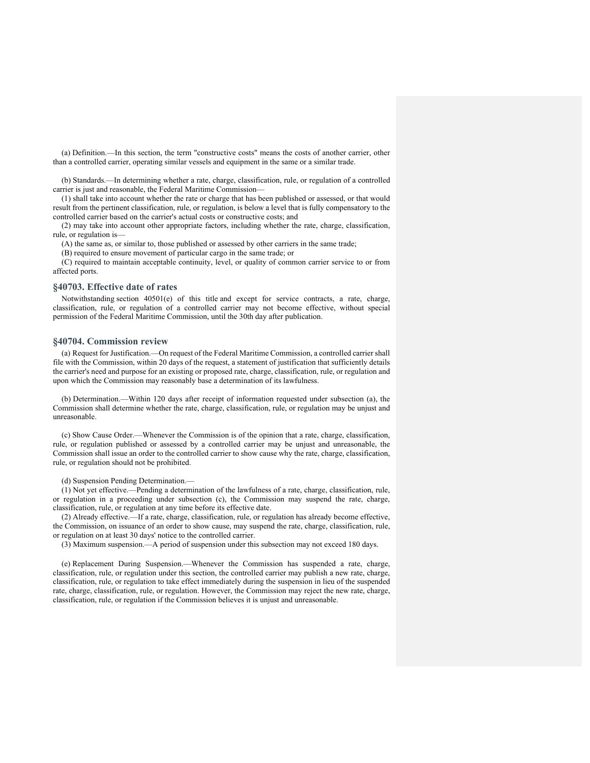(a) Definition.—In this section, the term "constructive costs" means the costs of another carrier, other than a controlled carrier, operating similar vessels and equipment in the same or a similar trade.

(b) Standards.—In determining whether a rate, charge, classification, rule, or regulation of a controlled carrier is just and reasonable, the Federal Maritime Commission—

(1) shall take into account whether the rate or charge that has been published or assessed, or that would result from the pertinent classification, rule, or regulation, is below a level that is fully compensatory to the controlled carrier based on the carrier's actual costs or constructive costs; and

(2) may take into account other appropriate factors, including whether the rate, charge, classification, rule, or regulation is—

(A) the same as, or similar to, those published or assessed by other carriers in the same trade;

(B) required to ensure movement of particular cargo in the same trade; or

(C) required to maintain acceptable continuity, level, or quality of common carrier service to or from affected ports.

### §40703. Effective date of rates

Notwithstanding section 40501(e) of this title and except for service contracts, a rate, charge, classification, rule, or regulation of a controlled carrier may not become effective, without special permission of the Federal Maritime Commission, until the 30th day after publication.

### §40704. Commission review

(a) Request for Justification.—On request of the Federal Maritime Commission, a controlled carrier shall file with the Commission, within 20 days of the request, a statement of justification that sufficiently details the carrier's need and purpose for an existing or proposed rate, charge, classification, rule, or regulation and upon which the Commission may reasonably base a determination of its lawfulness.

(b) Determination.—Within 120 days after receipt of information requested under subsection (a), the Commission shall determine whether the rate, charge, classification, rule, or regulation may be unjust and unreasonable.

(c) Show Cause Order.—Whenever the Commission is of the opinion that a rate, charge, classification, rule, or regulation published or assessed by a controlled carrier may be unjust and unreasonable, the Commission shall issue an order to the controlled carrier to show cause why the rate, charge, classification, rule, or regulation should not be prohibited.

(d) Suspension Pending Determination.—

(1) Not yet effective.—Pending a determination of the lawfulness of a rate, charge, classification, rule, or regulation in a proceeding under subsection (c), the Commission may suspend the rate, charge, classification, rule, or regulation at any time before its effective date.

(2) Already effective.—If a rate, charge, classification, rule, or regulation has already become effective, the Commission, on issuance of an order to show cause, may suspend the rate, charge, classification, rule, or regulation on at least 30 days' notice to the controlled carrier.

(3) Maximum suspension.—A period of suspension under this subsection may not exceed 180 days.

(e) Replacement During Suspension.—Whenever the Commission has suspended a rate, charge, classification, rule, or regulation under this section, the controlled carrier may publish a new rate, charge, classification, rule, or regulation to take effect immediately during the suspension in lieu of the suspended rate, charge, classification, rule, or regulation. However, the Commission may reject the new rate, charge, classification, rule, or regulation if the Commission believes it is unjust and unreasonable.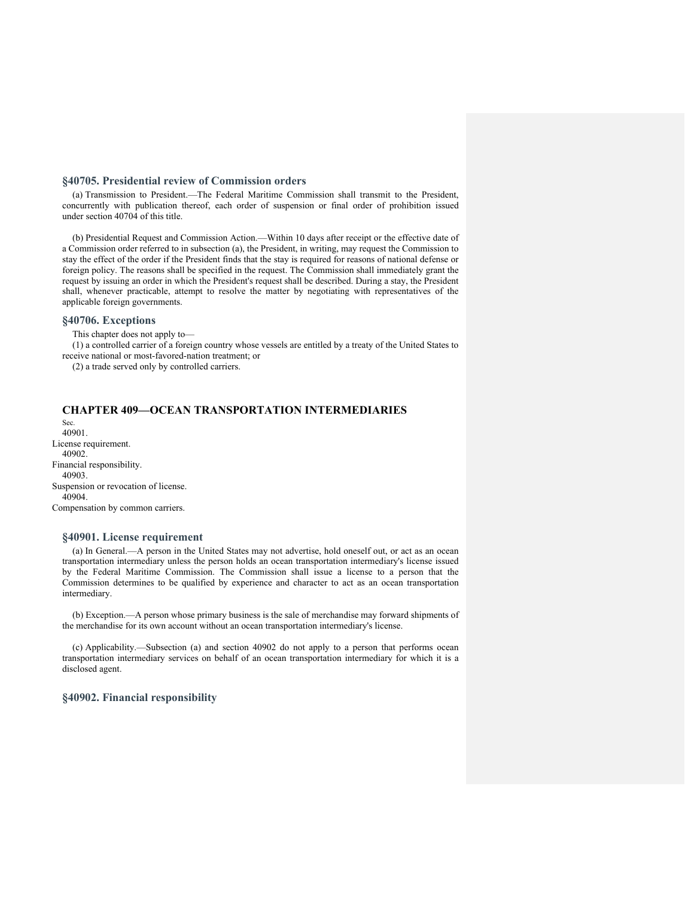### §40705. Presidential review of Commission orders

(a) Transmission to President.—The Federal Maritime Commission shall transmit to the President, concurrently with publication thereof, each order of suspension or final order of prohibition issued under section 40704 of this title.

(b) Presidential Request and Commission Action.—Within 10 days after receipt or the effective date of a Commission order referred to in subsection (a), the President, in writing, may request the Commission to stay the effect of the order if the President finds that the stay is required for reasons of national defense or foreign policy. The reasons shall be specified in the request. The Commission shall immediately grant the request by issuing an order in which the President's request shall be described. During a stay, the President shall, whenever practicable, attempt to resolve the matter by negotiating with representatives of the applicable foreign governments.

### §40706. Exceptions

This chapter does not apply to—

(1) a controlled carrier of a foreign country whose vessels are entitled by a treaty of the United States to receive national or most-favored-nation treatment; or

(2) a trade served only by controlled carriers.

## CHAPTER 409—OCEAN TRANSPORTATION INTERMEDIARIES

Sec.

40901. License requirement.

40902. Financial responsibility.

40903. Suspension or revocation of license.

40904. Compensation by common carriers.

### §40901. License requirement

(a) In General.—A person in the United States may not advertise, hold oneself out, or act as an ocean transportation intermediary unless the person holds an ocean transportation intermediary's license issued by the Federal Maritime Commission. The Commission shall issue a license to a person that the Commission determines to be qualified by experience and character to act as an ocean transportation intermediary.

(b) Exception.—A person whose primary business is the sale of merchandise may forward shipments of the merchandise for its own account without an ocean transportation intermediary's license.

(c) Applicability.—Subsection (a) and section 40902 do not apply to a person that performs ocean transportation intermediary services on behalf of an ocean transportation intermediary for which it is a disclosed agent.

### §40902. Financial responsibility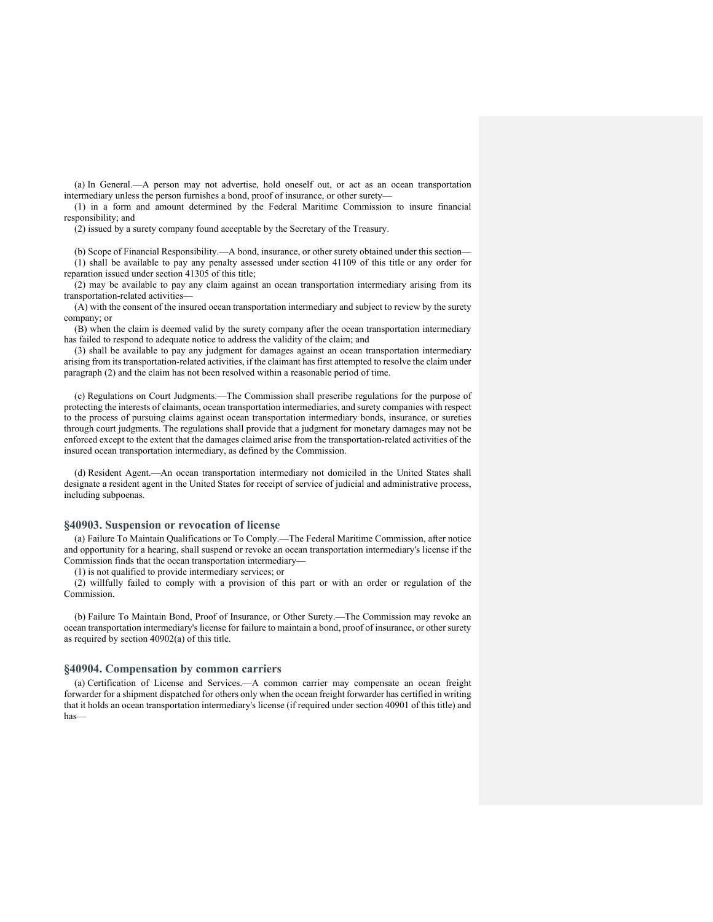(a) In General.—A person may not advertise, hold oneself out, or act as an ocean transportation intermediary unless the person furnishes a bond, proof of insurance, or other surety—

(1) in a form and amount determined by the Federal Maritime Commission to insure financial responsibility; and

(2) issued by a surety company found acceptable by the Secretary of the Treasury.

(b) Scope of Financial Responsibility.—A bond, insurance, or other surety obtained under this section—

(1) shall be available to pay any penalty assessed under section 41109 of this title or any order for reparation issued under section 41305 of this title;

(2) may be available to pay any claim against an ocean transportation intermediary arising from its transportation-related activities—

(A) with the consent of the insured ocean transportation intermediary and subject to review by the surety company; or

(B) when the claim is deemed valid by the surety company after the ocean transportation intermediary has failed to respond to adequate notice to address the validity of the claim; and

(3) shall be available to pay any judgment for damages against an ocean transportation intermediary arising from its transportation-related activities, if the claimant has first attempted to resolve the claim under paragraph (2) and the claim has not been resolved within a reasonable period of time.

(c) Regulations on Court Judgments.—The Commission shall prescribe regulations for the purpose of protecting the interests of claimants, ocean transportation intermediaries, and surety companies with respect to the process of pursuing claims against ocean transportation intermediary bonds, insurance, or sureties through court judgments. The regulations shall provide that a judgment for monetary damages may not be enforced except to the extent that the damages claimed arise from the transportation-related activities of the insured ocean transportation intermediary, as defined by the Commission.

(d) Resident Agent.—An ocean transportation intermediary not domiciled in the United States shall designate a resident agent in the United States for receipt of service of judicial and administrative process, including subpoenas.

### §40903. Suspension or revocation of license

(a) Failure To Maintain Qualifications or To Comply.—The Federal Maritime Commission, after notice and opportunity for a hearing, shall suspend or revoke an ocean transportation intermediary's license if the Commission finds that the ocean transportation intermediary—

(1) is not qualified to provide intermediary services; or

(2) willfully failed to comply with a provision of this part or with an order or regulation of the Commission.

(b) Failure To Maintain Bond, Proof of Insurance, or Other Surety.—The Commission may revoke an ocean transportation intermediary's license for failure to maintain a bond, proof of insurance, or other surety as required by section 40902(a) of this title.

### §40904. Compensation by common carriers

(a) Certification of License and Services.—A common carrier may compensate an ocean freight forwarder for a shipment dispatched for others only when the ocean freight forwarder has certified in writing that it holds an ocean transportation intermediary's license (if required under section 40901 of this title) and has—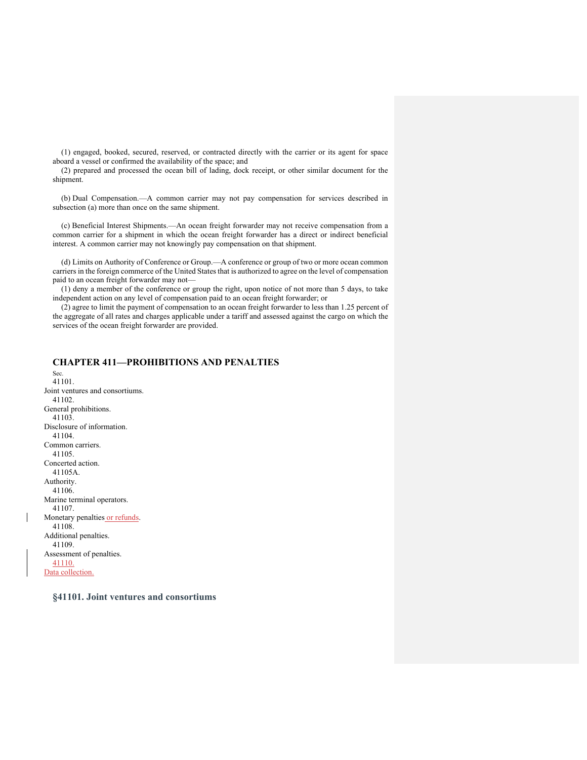(1) engaged, booked, secured, reserved, or contracted directly with the carrier or its agent for space aboard a vessel or confirmed the availability of the space; and

(2) prepared and processed the ocean bill of lading, dock receipt, or other similar document for the shipment.

(b) Dual Compensation.—A common carrier may not pay compensation for services described in subsection (a) more than once on the same shipment.

(c) Beneficial Interest Shipments.—An ocean freight forwarder may not receive compensation from a common carrier for a shipment in which the ocean freight forwarder has a direct or indirect beneficial interest. A common carrier may not knowingly pay compensation on that shipment.

(d) Limits on Authority of Conference or Group.—A conference or group of two or more ocean common carriers in the foreign commerce of the United States that is authorized to agree on the level of compensation paid to an ocean freight forwarder may not—

(1) deny a member of the conference or group the right, upon notice of not more than 5 days, to take independent action on any level of compensation paid to an ocean freight forwarder; or

(2) agree to limit the payment of compensation to an ocean freight forwarder to less than 1.25 percent of the aggregate of all rates and charges applicable under a tariff and assessed against the cargo on which the services of the ocean freight forwarder are provided.

## CHAPTER 411—PROHIBITIONS AND PENALTIES

Sec.

41101. Joint ventures and consortiums.

41102. General prohibitions.

41103. Disclosure of information.

41104. Common carriers.

41105. Concerted action.

41105A. Authority.

41106. Marine terminal operators.

41107. Monetary penalties or refunds.

41108. Additional penalties.

41109. Assessment of penalties.

41110. Data collection.

### §41101. Joint ventures and consortiums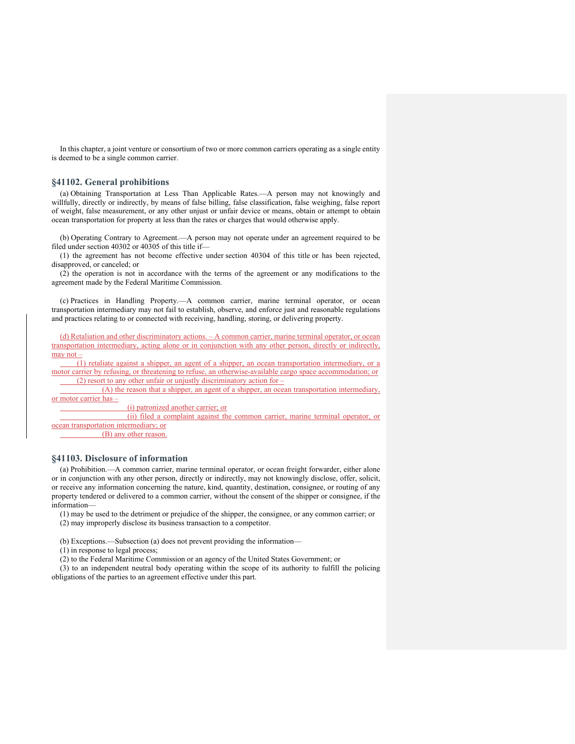In this chapter, a joint venture or consortium of two or more common carriers operating as a single entity is deemed to be a single common carrier.

## §41102. General prohibitions

(a) Obtaining Transportation at Less Than Applicable Rates.—A person may not knowingly and willfully, directly or indirectly, by means of false billing, false classification, false weighing, false report of weight, false measurement, or any other unjust or unfair device or means, obtain or attempt to obtain ocean transportation for property at less than the rates or charges that would otherwise apply.

(b) Operating Contrary to Agreement.—A person may not operate under an agreement required to be filed under section 40302 or 40305 of this title if—

(1) the agreement has not become effective under section 40304 of this title or has been rejected, disapproved, or canceled; or

(2) the operation is not in accordance with the terms of the agreement or any modifications to the agreement made by the Federal Maritime Commission.

(c) Practices in Handling Property.—A common carrier, marine terminal operator, or ocean transportation intermediary may not fail to establish, observe, and enforce just and reasonable regulations and practices relating to or connected with receiving, handling, storing, or delivering property.

(d) Retaliation and other discriminatory actions. – A common carrier, marine terminal operator, or ocean transportation intermediary, acting alone or in conjunction with any other person, directly or indirectly, may not –

(1) retaliate against a shipper, an agent of a shipper, an ocean transportation intermediary, or a motor carrier by refusing, or threatening to refuse, an otherwise-available cargo space accommodation; or

(2) resort to any other unfair or unjustly discriminatory action for –

(A) the reason that a shipper, an agent of a shipper, an ocean transportation intermediary, or motor carrier has –

(i) patronized another carrier; or

(ii) filed a complaint against the common carrier, marine terminal operator, or ocean transportation intermediary; or

(B) any other reason.

## §41103. Disclosure of information

(a) Prohibition.—A common carrier, marine terminal operator, or ocean freight forwarder, either alone or in conjunction with any other person, directly or indirectly, may not knowingly disclose, offer, solicit, or receive any information concerning the nature, kind, quantity, destination, consignee, or routing of any property tendered or delivered to a common carrier, without the consent of the shipper or consignee, if the information—

(1) may be used to the detriment or prejudice of the shipper, the consignee, or any common carrier; or

(2) may improperly disclose its business transaction to a competitor.

(b) Exceptions.—Subsection (a) does not prevent providing the information—

(1) in response to legal process;

(2) to the Federal Maritime Commission or an agency of the United States Government; or

(3) to an independent neutral body operating within the scope of its authority to fulfill the policing obligations of the parties to an agreement effective under this part.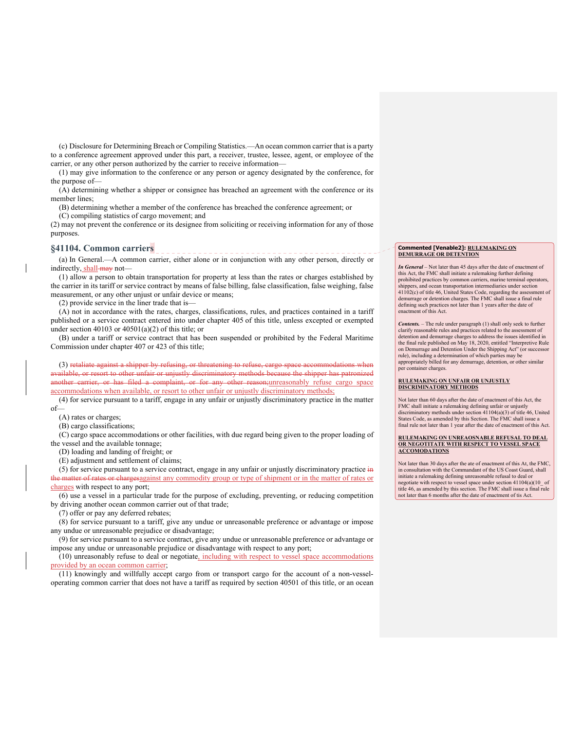(c) Disclosure for Determining Breach or Compiling Statistics.—An ocean common carrier that is a party to a conference agreement approved under this part, a receiver, trustee, lessee, agent, or employee of the carrier, or any other person authorized by the carrier to receive information—

(1) may give information to the conference or any person or agency designated by the conference, for the purpose of—

(A) determining whether a shipper or consignee has breached an agreement with the conference or its member lines;

(B) determining whether a member of the conference has breached the conference agreement; or

(C) compiling statistics of cargo movement; and

(2) may not prevent the conference or its designee from soliciting or receiving information for any of those purposes.

## §41104. Common carriers

(a) In General.—A common carrier, either alone or in conjunction with any other person, directly or indirectly, shall ~~may~~ not—

(1) allow a person to obtain transportation for property at less than the rates or charges established by the carrier in its tariff or service contract by means of false billing, false classification, false weighing, false measurement, or any other unjust or unfair device or means;

(2) provide service in the liner trade that is—

(A) not in accordance with the rates, charges, classifications, rules, and practices contained in a tariff published or a service contract entered into under chapter 405 of this title, unless excepted or exempted under section 40103 or 40501(a)(2) of this title; or

(B) under a tariff or service contract that has been suspended or prohibited by the Federal Maritime Commission under chapter 407 or 423 of this title;

(3) ~~retaliate against a shipper by refusing, or threatening to refuse, cargo space accommodations when available, or resort to other unfair or unjustly discriminatory methods because the shipper has patronized another carrier, or has filed a complaint, or for any other reason;~~unreasonably refuse cargo space accommodations when available, or resort to other unfair or unjustly discriminatory methods;

(4) for service pursuant to a tariff, engage in any unfair or unjustly discriminatory practice in the matter of—

(A) rates or charges;

(B) cargo classifications;

(C) cargo space accommodations or other facilities, with due regard being given to the proper loading of the vessel and the available tonnage;

(D) loading and landing of freight; or

(E) adjustment and settlement of claims;

(5) for service pursuant to a service contract, engage in any unfair or unjustly discriminatory practice ~~in the matter of rates or charges~~against any commodity group or type of shipment or in the matter of rates or charges with respect to any port;

(6) use a vessel in a particular trade for the purpose of excluding, preventing, or reducing competition by driving another ocean common carrier out of that trade;

(7) offer or pay any deferred rebates;

(8) for service pursuant to a tariff, give any undue or unreasonable preference or advantage or impose any undue or unreasonable prejudice or disadvantage;

(9) for service pursuant to a service contract, give any undue or unreasonable preference or advantage or impose any undue or unreasonable prejudice or disadvantage with respect to any port;

(10) unreasonably refuse to deal or negotiate, including with respect to vessel space accommodations provided by an ocean common carrier;

(11) knowingly and willfully accept cargo from or transport cargo for the account of a non-vessel-operating common carrier that does not have a tariff as required by section 40501 of this title, or an ocean

---

**Commented [Venable2]: RULEMAKING ON DEMURRAGE OR DETENTION**

*In General* – Not later than 45 days after the date of enactment of this Act, the FMC shall initiate a rulemaking further defining prohibited practices by common carriers, marine terminal operators, shippers, and ocean transportation intermediaries under section 41102(c) of title 46, United States Code, regarding the assessment of demurrage or detention charges. The FMC shall issue a final rule defining such practices not later than 1 years after the date of enactment of this Act.

*Contents.* – The rule under paragraph (1) shall only seek to further clarify reasonable rules and practices related to the assessment of detention and demurrage charges to address the issues identified in the final rule published on May 18, 2020, entitled "Interpretive Rule on Demurrage and Detention Under the Shipping Act" (or successor rule), including a determination of which parties may be appropriately billed for any demurrage, detention, or other similar per container charges.

**RULEMAKING ON UNFAIR OR UNJUSTLY DISCRIMINATORY METHODS**

Not later than 60 days after the date of enactment of this Act, the FMC shall initiate a rulemaking defining unfair or unjustly discriminatory methods under section 41104(a)(3) of title 46, United States Code, as amended by this Section. The FMC shall issue a final rule not later than 1 year after the date of enactment of this Act.

**RULEMAKING ON UNREAOSNABLE REFUSAL TO DEAL OR NEGOTITATE WITH RESPECT TO VESSEL SPACE ACCOMODATIONS**

Not later than 30 days after the ate of enactment of this At, the FMC, in consultation with the Commandant of the US Coast Guard, shall initiate a rulemaking defining unreasonable refusal to deal or negotiate with respect to vessel space under section 41104(a)(10_ of title 46, as amended by this section. The FMC shall issue a final rule not later than 6 months after the date of enactment of tis Act.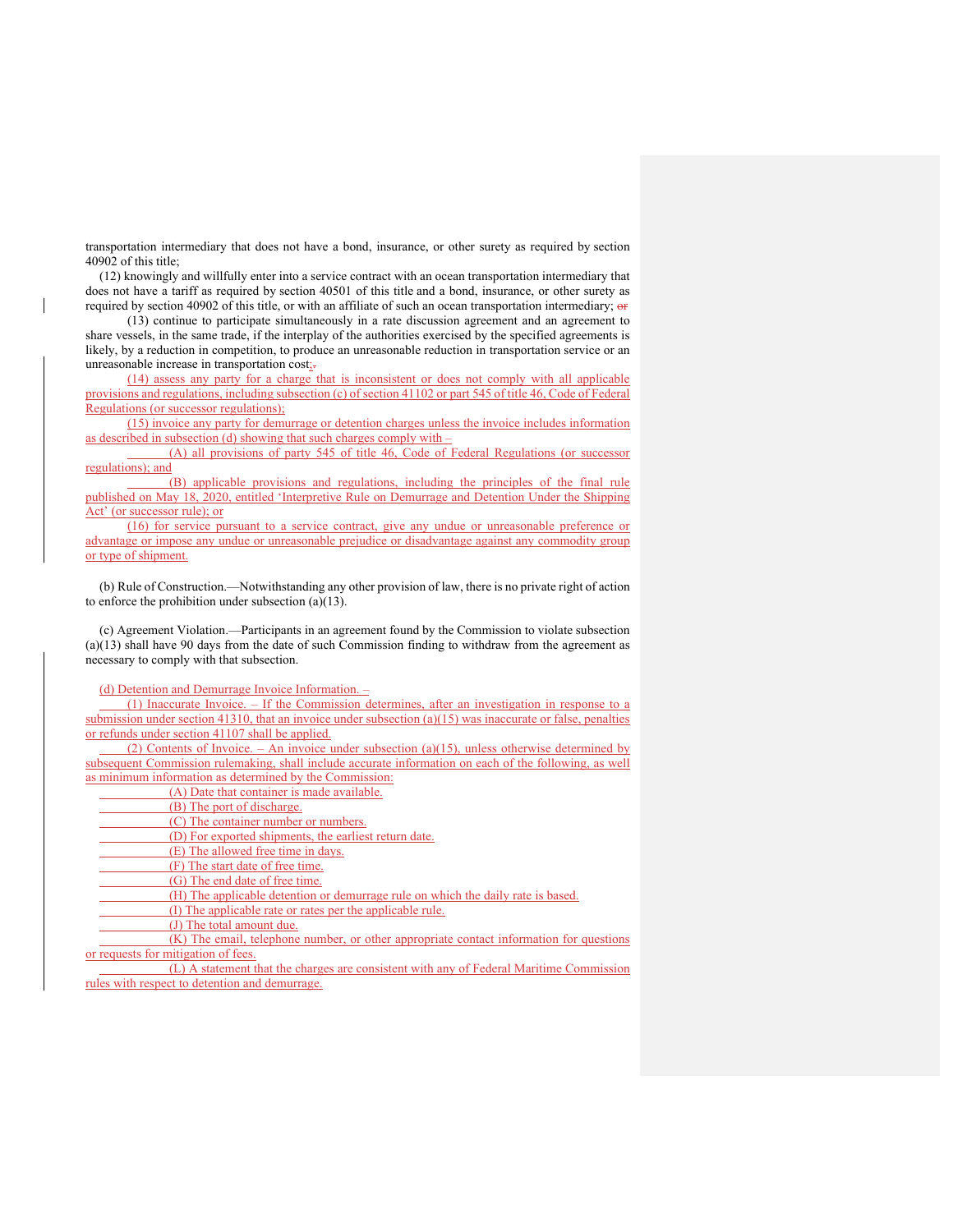transportation intermediary that does not have a bond, insurance, or other surety as required by section 40902 of this title;

(12) knowingly and willfully enter into a service contract with an ocean transportation intermediary that does not have a tariff as required by section 40501 of this title and a bond, insurance, or other surety as required by section 40902 of this title, or with an affiliate of such an ocean transportation intermediary; ~~or~~

(13) continue to participate simultaneously in a rate discussion agreement and an agreement to share vessels, in the same trade, if the interplay of the authorities exercised by the specified agreements is likely, by a reduction in competition, to produce an unreasonable reduction in transportation service or an unreasonable increase in transportation cost;~~.~~

(14) assess any party for a charge that is inconsistent or does not comply with all applicable provisions and regulations, including subsection (c) of section 41102 or part 545 of title 46, Code of Federal Regulations (or successor regulations);

(15) invoice any party for demurrage or detention charges unless the invoice includes information as described in subsection (d) showing that such charges comply with –

(A) all provisions of party 545 of title 46, Code of Federal Regulations (or successor regulations); and

(B) applicable provisions and regulations, including the principles of the final rule published on May 18, 2020, entitled 'Interpretive Rule on Demurrage and Detention Under the Shipping Act' (or successor rule); or

(16) for service pursuant to a service contract, give any undue or unreasonable preference or advantage or impose any undue or unreasonable prejudice or disadvantage against any commodity group or type of shipment.

(b) Rule of Construction.—Notwithstanding any other provision of law, there is no private right of action to enforce the prohibition under subsection (a)(13).

(c) Agreement Violation.—Participants in an agreement found by the Commission to violate subsection (a)(13) shall have 90 days from the date of such Commission finding to withdraw from the agreement as necessary to comply with that subsection.

(d) Detention and Demurrage Invoice Information. –

(1) Inaccurate Invoice. – If the Commission determines, after an investigation in response to a submission under section 41310, that an invoice under subsection (a)(15) was inaccurate or false, penalties or refunds under section 41107 shall be applied.

(2) Contents of Invoice. – An invoice under subsection (a)(15), unless otherwise determined by subsequent Commission rulemaking, shall include accurate information on each of the following, as well as minimum information as determined by the Commission:

(A) Date that container is made available.

(B) The port of discharge.

(C) The container number or numbers.

(D) For exported shipments, the earliest return date.

(E) The allowed free time in days.

(F) The start date of free time.

(G) The end date of free time.

(H) The applicable detention or demurrage rule on which the daily rate is based.

(I) The applicable rate or rates per the applicable rule.

(J) The total amount due.

(K) The email, telephone number, or other appropriate contact information for questions or requests for mitigation of fees.

(L) A statement that the charges are consistent with any of Federal Maritime Commission rules with respect to detention and demurrage.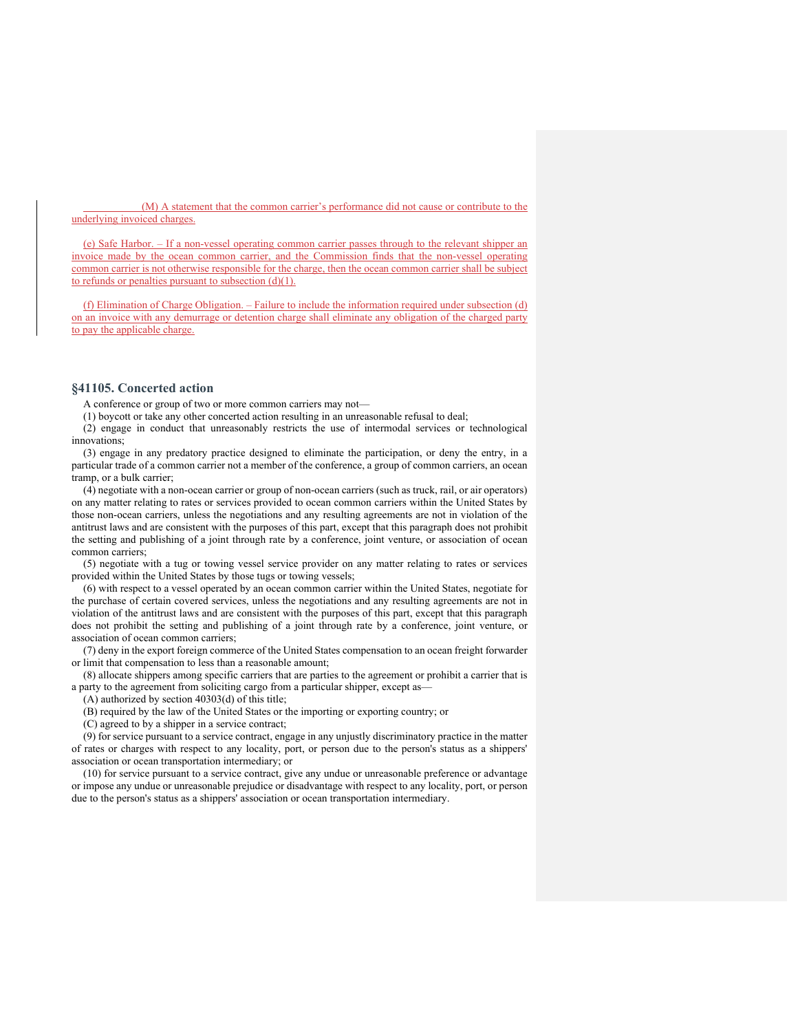(M) A statement that the common carrier's performance did not cause or contribute to the underlying invoiced charges.

(e) Safe Harbor. – If a non-vessel operating common carrier passes through to the relevant shipper an invoice made by the ocean common carrier, and the Commission finds that the non-vessel operating common carrier is not otherwise responsible for the charge, then the ocean common carrier shall be subject to refunds or penalties pursuant to subsection (d)(1).

(f) Elimination of Charge Obligation. – Failure to include the information required under subsection (d) on an invoice with any demurrage or detention charge shall eliminate any obligation of the charged party to pay the applicable charge.

### §41105. Concerted action

A conference or group of two or more common carriers may not—

(1) boycott or take any other concerted action resulting in an unreasonable refusal to deal;

(2) engage in conduct that unreasonably restricts the use of intermodal services or technological innovations;

(3) engage in any predatory practice designed to eliminate the participation, or deny the entry, in a particular trade of a common carrier not a member of the conference, a group of common carriers, an ocean tramp, or a bulk carrier;

(4) negotiate with a non-ocean carrier or group of non-ocean carriers (such as truck, rail, or air operators) on any matter relating to rates or services provided to ocean common carriers within the United States by those non-ocean carriers, unless the negotiations and any resulting agreements are not in violation of the antitrust laws and are consistent with the purposes of this part, except that this paragraph does not prohibit the setting and publishing of a joint through rate by a conference, joint venture, or association of ocean common carriers;

(5) negotiate with a tug or towing vessel service provider on any matter relating to rates or services provided within the United States by those tugs or towing vessels;

(6) with respect to a vessel operated by an ocean common carrier within the United States, negotiate for the purchase of certain covered services, unless the negotiations and any resulting agreements are not in violation of the antitrust laws and are consistent with the purposes of this part, except that this paragraph does not prohibit the setting and publishing of a joint through rate by a conference, joint venture, or association of ocean common carriers;

(7) deny in the export foreign commerce of the United States compensation to an ocean freight forwarder or limit that compensation to less than a reasonable amount;

(8) allocate shippers among specific carriers that are parties to the agreement or prohibit a carrier that is a party to the agreement from soliciting cargo from a particular shipper, except as—

(A) authorized by section 40303(d) of this title;

(B) required by the law of the United States or the importing or exporting country; or

(C) agreed to by a shipper in a service contract;

(9) for service pursuant to a service contract, engage in any unjustly discriminatory practice in the matter of rates or charges with respect to any locality, port, or person due to the person's status as a shippers' association or ocean transportation intermediary; or

(10) for service pursuant to a service contract, give any undue or unreasonable preference or advantage or impose any undue or unreasonable prejudice or disadvantage with respect to any locality, port, or person due to the person's status as a shippers' association or ocean transportation intermediary.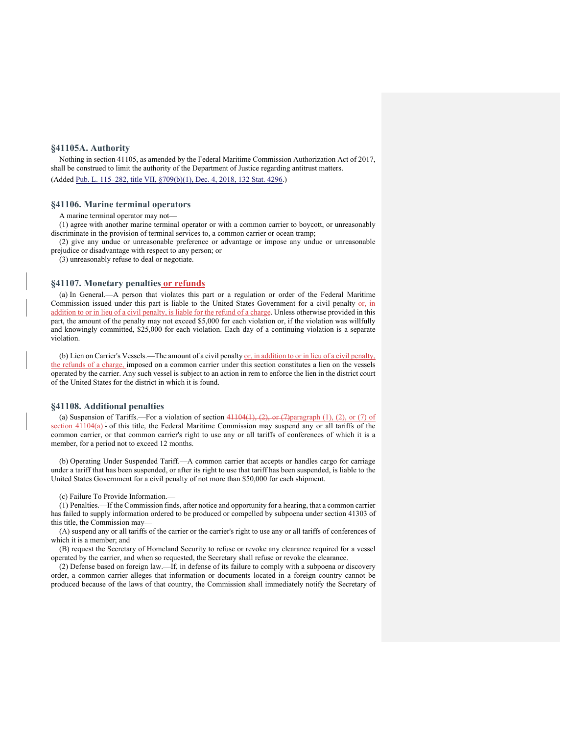### §41105A. Authority

Nothing in section 41105, as amended by the Federal Maritime Commission Authorization Act of 2017, shall be construed to limit the authority of the Department of Justice regarding antitrust matters.

(Added Pub. L. 115–282, title VII, §709(b)(1), Dec. 4, 2018, 132 Stat. 4296.)

### §41106. Marine terminal operators

A marine terminal operator may not—

(1) agree with another marine terminal operator or with a common carrier to boycott, or unreasonably discriminate in the provision of terminal services to, a common carrier or ocean tramp;

(2) give any undue or unreasonable preference or advantage or impose any undue or unreasonable prejudice or disadvantage with respect to any person; or

(3) unreasonably refuse to deal or negotiate.

### §41107. Monetary penalties or refunds

(a) In General.—A person that violates this part or a regulation or order of the Federal Maritime Commission issued under this part is liable to the United States Government for a civil penalty or, in addition to or in lieu of a civil penalty, is liable for the refund of a charge. Unless otherwise provided in this part, the amount of the penalty may not exceed $5,000 for each violation or, if the violation was willfully and knowingly committed, $25,000 for each violation. Each day of a continuing violation is a separate violation.

(b) Lien on Carrier's Vessels.—The amount of a civil penalty or, in addition to or in lieu of a civil penalty, the refunds of a charge, imposed on a common carrier under this section constitutes a lien on the vessels operated by the carrier. Any such vessel is subject to an action in rem to enforce the lien in the district court of the United States for the district in which it is found.

### §41108. Additional penalties

(a) Suspension of Tariffs.—For a violation of section ~~41104(1), (2), or (7)~~paragraph (1), (2), or (7) of section 41104(a) [1] of this title, the Federal Maritime Commission may suspend any or all tariffs of the common carrier, or that common carrier's right to use any or all tariffs of conferences of which it is a member, for a period not to exceed 12 months.

(b) Operating Under Suspended Tariff.—A common carrier that accepts or handles cargo for carriage under a tariff that has been suspended, or after its right to use that tariff has been suspended, is liable to the United States Government for a civil penalty of not more than $50,000 for each shipment.

(c) Failure To Provide Information.—

(1) Penalties.—If the Commission finds, after notice and opportunity for a hearing, that a common carrier has failed to supply information ordered to be produced or compelled by subpoena under section 41303 of this title, the Commission may—

(A) suspend any or all tariffs of the carrier or the carrier's right to use any or all tariffs of conferences of which it is a member; and

(B) request the Secretary of Homeland Security to refuse or revoke any clearance required for a vessel operated by the carrier, and when so requested, the Secretary shall refuse or revoke the clearance.

(2) Defense based on foreign law.—If, in defense of its failure to comply with a subpoena or discovery order, a common carrier alleges that information or documents located in a foreign country cannot be produced because of the laws of that country, the Commission shall immediately notify the Secretary of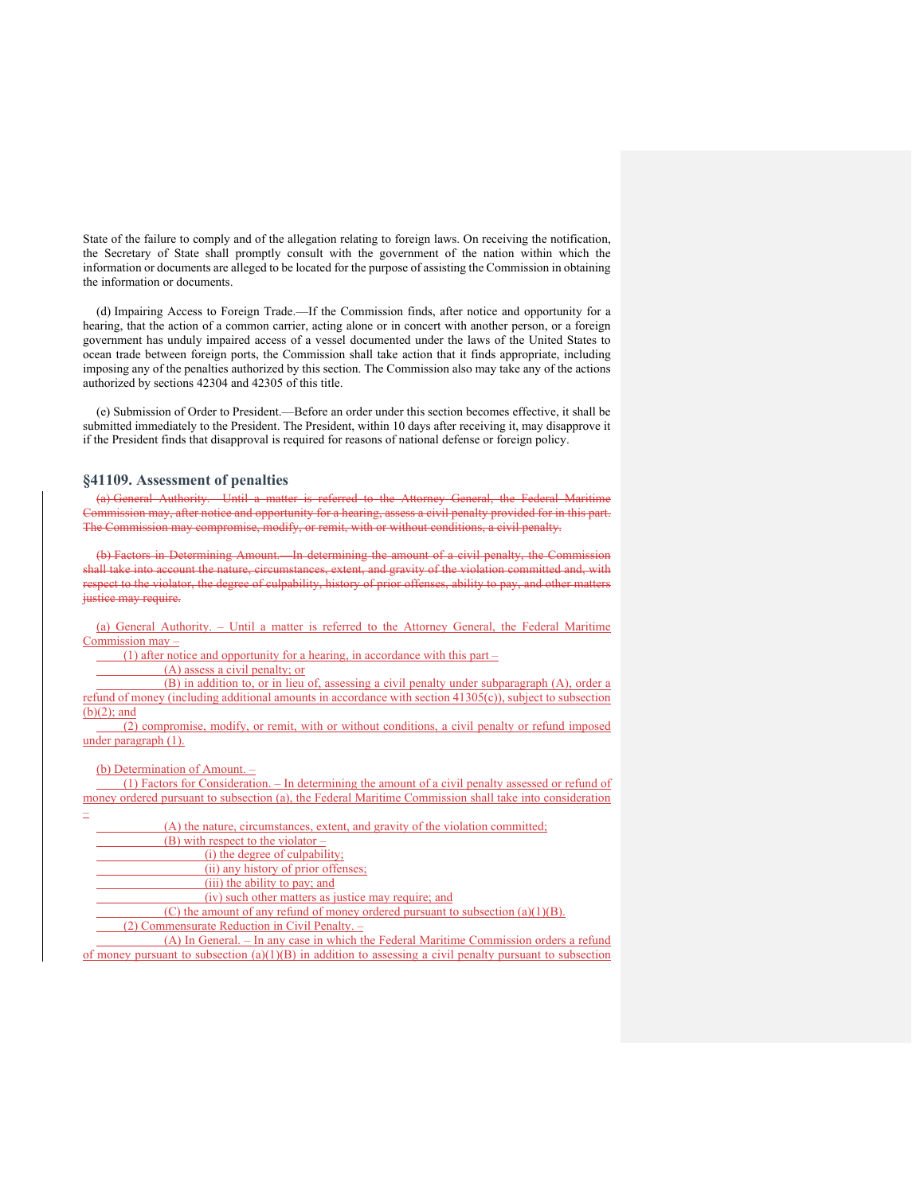State of the failure to comply and of the allegation relating to foreign laws. On receiving the notification, the Secretary of State shall promptly consult with the government of the nation within which the information or documents are alleged to be located for the purpose of assisting the Commission in obtaining the information or documents.

(d) Impairing Access to Foreign Trade.—If the Commission finds, after notice and opportunity for a hearing, that the action of a common carrier, acting alone or in concert with another person, or a foreign government has unduly impaired access of a vessel documented under the laws of the United States to ocean trade between foreign ports, the Commission shall take action that it finds appropriate, including imposing any of the penalties authorized by this section. The Commission also may take any of the actions authorized by sections 42304 and 42305 of this title.

(e) Submission of Order to President.—Before an order under this section becomes effective, it shall be submitted immediately to the President. The President, within 10 days after receiving it, may disapprove it if the President finds that disapproval is required for reasons of national defense or foreign policy.

## §41109. Assessment of penalties

~~(a) General Authority. Until a matter is referred to the Attorney General, the Federal Maritime Commission may, after notice and opportunity for a hearing, assess a civil penalty provided for in this part. The Commission may compromise, modify, or remit, with or without conditions, a civil penalty.~~

~~(b) Factors in Determining Amount.—In determining the amount of a civil penalty, the Commission shall take into account the nature, circumstances, extent, and gravity of the violation committed and, with respect to the violator, the degree of culpability, history of prior offenses, ability to pay, and other matters justice may require.~~

(a) General Authority. – Until a matter is referred to the Attorney General, the Federal Maritime Commission may –

(1) after notice and opportunity for a hearing, in accordance with this part –

(A) assess a civil penalty; or

(B) in addition to, or in lieu of, assessing a civil penalty under subparagraph (A), order a refund of money (including additional amounts in accordance with section 41305(c)), subject to subsection (b)(2); and

(2) compromise, modify, or remit, with or without conditions, a civil penalty or refund imposed under paragraph (1).

(b) Determination of Amount. –

(1) Factors for Consideration. – In determining the amount of a civil penalty assessed or refund of money ordered pursuant to subsection (a), the Federal Maritime Commission shall take into consideration –

(A) the nature, circumstances, extent, and gravity of the violation committed;

(B) with respect to the violator –

(i) the degree of culpability;

(ii) any history of prior offenses;

(iii) the ability to pay; and

(iv) such other matters as justice may require; and

(C) the amount of any refund of money ordered pursuant to subsection (a)(1)(B).

(2) Commensurate Reduction in Civil Penalty. –

(A) In General. – In any case in which the Federal Maritime Commission orders a refund of money pursuant to subsection (a)(1)(B) in addition to assessing a civil penalty pursuant to subsection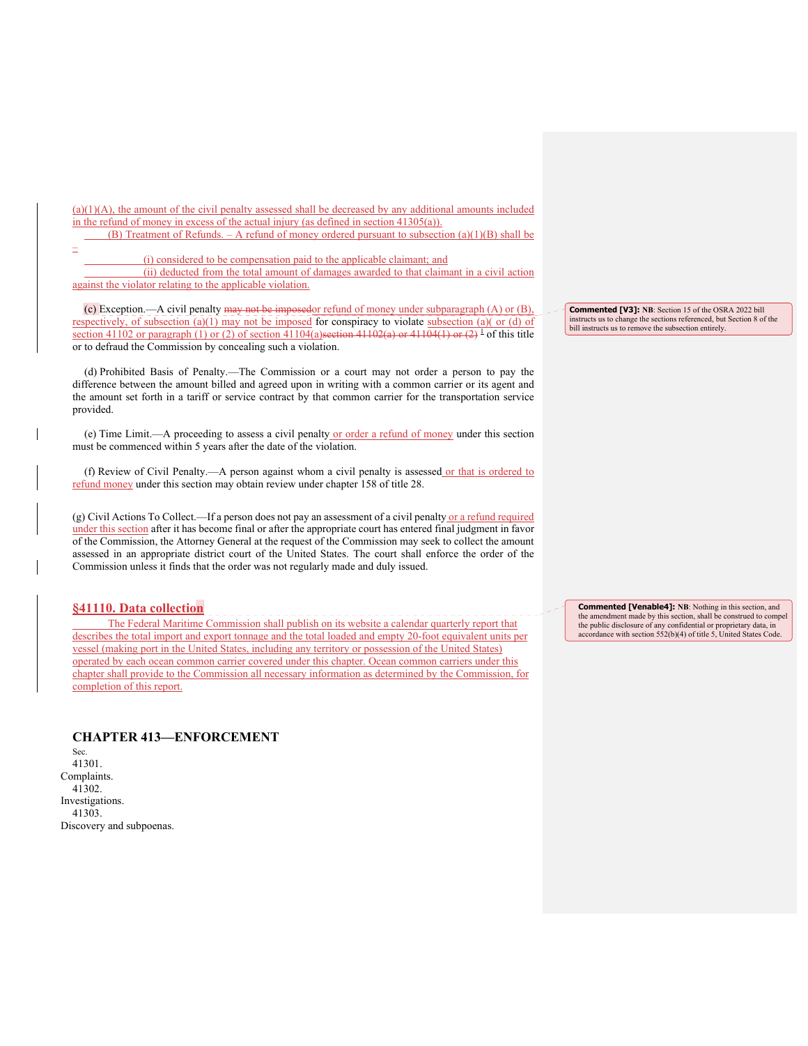(a)(1)(A), the amount of the civil penalty assessed shall be decreased by any additional amounts included in the refund of money in excess of the actual injury (as defined in section 41305(a)).

(B) Treatment of Refunds. – A refund of money ordered pursuant to subsection (a)(1)(B) shall be –

(i) considered to be compensation paid to the applicable claimant; and

(ii) deducted from the total amount of damages awarded to that claimant in a civil action against the violator relating to the applicable violation.

(c) Exception.—A civil penalty ~~may not be imposed~~or refund of money under subparagraph (A) or (B), respectively, of subsection (a)(1) may not be imposed for conspiracy to violate subsection (a)( or (d) of section 41102 or paragraph (1) or (2) of section 41104(a)~~section 41102(a) or 41104(1) or (2)~~ [1] of this title or to defraud the Commission by concealing such a violation.

> **Commented [V3]:** NB: Section 15 of the OSRA 2022 bill instructs us to change the sections referenced, but Section 8 of the bill instructs us to remove the subsection entirely.

(d) Prohibited Basis of Penalty.—The Commission or a court may not order a person to pay the difference between the amount billed and agreed upon in writing with a common carrier or its agent and the amount set forth in a tariff or service contract by that common carrier for the transportation service provided.

(e) Time Limit.—A proceeding to assess a civil penalty or order a refund of money under this section must be commenced within 5 years after the date of the violation.

(f) Review of Civil Penalty.—A person against whom a civil penalty is assessed or that is ordered to refund money under this section may obtain review under chapter 158 of title 28.

(g) Civil Actions To Collect.—If a person does not pay an assessment of a civil penalty or a refund required under this section after it has become final or after the appropriate court has entered final judgment in favor of the Commission, the Attorney General at the request of the Commission may seek to collect the amount assessed in an appropriate district court of the United States. The court shall enforce the order of the Commission unless it finds that the order was not regularly made and duly issued.

### §41110. Data collection

The Federal Maritime Commission shall publish on its website a calendar quarterly report that describes the total import and export tonnage and the total loaded and empty 20-foot equivalent units per vessel (making port in the United States, including any territory or possession of the United States) operated by each ocean common carrier covered under this chapter. Ocean common carriers under this chapter shall provide to the Commission all necessary information as determined by the Commission, for completion of this report.

> **Commented [Venable4]:** NB: Nothing in this section, and the amendment made by this section, shall be construed to compel the public disclosure of any confidential or proprietary data, in accordance with section 552(b)(4) of title 5, United States Code.

## CHAPTER 413—ENFORCEMENT

Sec.

41301. Complaints.

41302. Investigations.

41303. Discovery and subpoenas.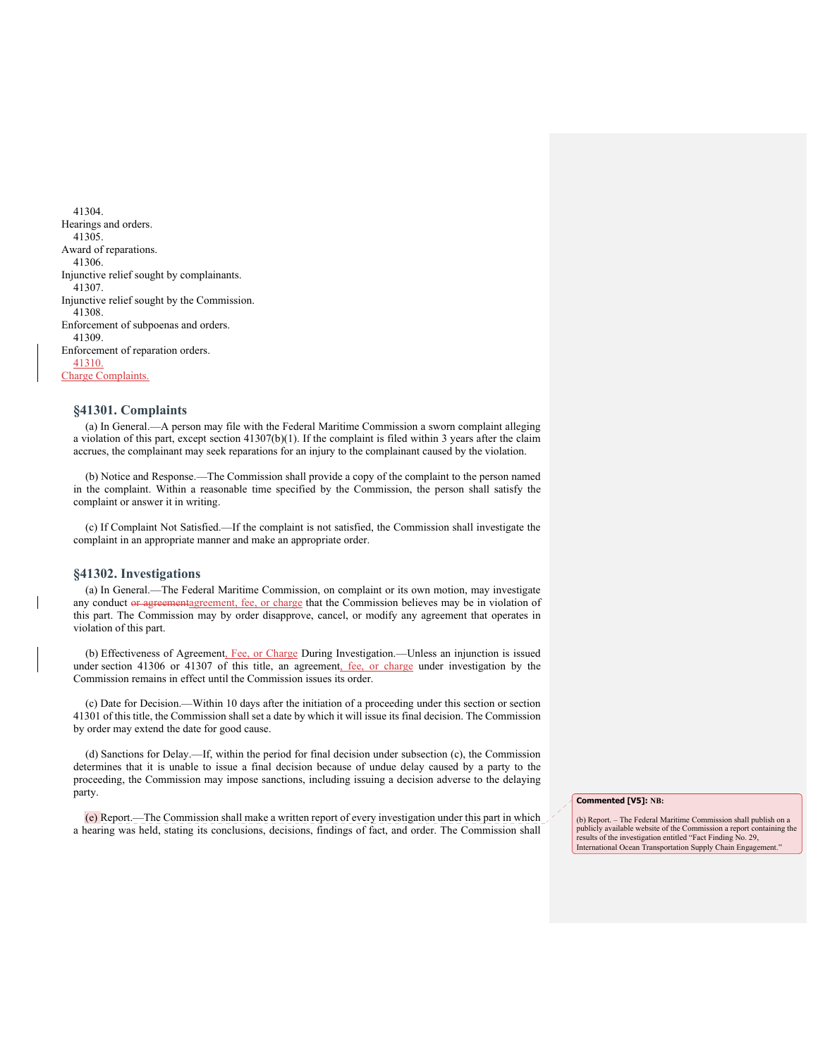41304.
Hearings and orders.
41305.
Award of reparations.
41306.
Injunctive relief sought by complainants.
41307.
Injunctive relief sought by the Commission.
41308.
Enforcement of subpoenas and orders.
41309.
Enforcement of reparation orders.
41310.
Charge Complaints.

## §41301. Complaints

(a) In General.—A person may file with the Federal Maritime Commission a sworn complaint alleging a violation of this part, except section 41307(b)(1). If the complaint is filed within 3 years after the claim accrues, the complainant may seek reparations for an injury to the complainant caused by the violation.

(b) Notice and Response.—The Commission shall provide a copy of the complaint to the person named in the complaint. Within a reasonable time specified by the Commission, the person shall satisfy the complaint or answer it in writing.

(c) If Complaint Not Satisfied.—If the complaint is not satisfied, the Commission shall investigate the complaint in an appropriate manner and make an appropriate order.

## §41302. Investigations

(a) In General.—The Federal Maritime Commission, on complaint or its own motion, may investigate any conduct ~~or agreement~~agreement, fee, or charge that the Commission believes may be in violation of this part. The Commission may by order disapprove, cancel, or modify any agreement that operates in violation of this part.

(b) Effectiveness of Agreement, Fee, or Charge During Investigation.—Unless an injunction is issued under section 41306 or 41307 of this title, an agreement, fee, or charge under investigation by the Commission remains in effect until the Commission issues its order.

(c) Date for Decision.—Within 10 days after the initiation of a proceeding under this section or section 41301 of this title, the Commission shall set a date by which it will issue its final decision. The Commission by order may extend the date for good cause.

(d) Sanctions for Delay.—If, within the period for final decision under subsection (c), the Commission determines that it is unable to issue a final decision because of undue delay caused by a party to the proceeding, the Commission may impose sanctions, including issuing a decision adverse to the delaying party.

(e) Report.—The Commission shall make a written report of every investigation under this part in which a hearing was held, stating its conclusions, decisions, findings of fact, and order. The Commission shall

**Commented [V5]: NB:**

(b) Report. – The Federal Maritime Commission shall publish on a publicly available website of the Commission a report containing the results of the investigation entitled "Fact Finding No. 29, International Ocean Transportation Supply Chain Engagement."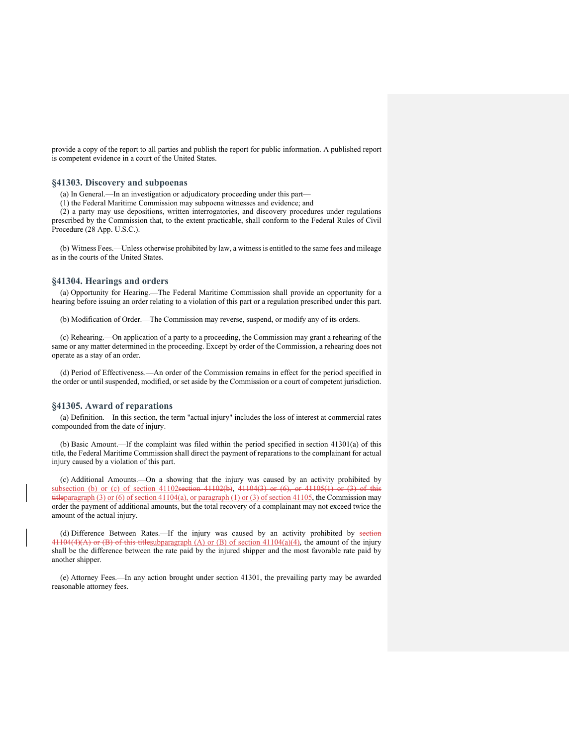provide a copy of the report to all parties and publish the report for public information. A published report is competent evidence in a court of the United States.

### §41303. Discovery and subpoenas

(a) In General.—In an investigation or adjudicatory proceeding under this part—

(1) the Federal Maritime Commission may subpoena witnesses and evidence; and

(2) a party may use depositions, written interrogatories, and discovery procedures under regulations prescribed by the Commission that, to the extent practicable, shall conform to the Federal Rules of Civil Procedure (28 App. U.S.C.).

(b) Witness Fees.—Unless otherwise prohibited by law, a witness is entitled to the same fees and mileage as in the courts of the United States.

### §41304. Hearings and orders

(a) Opportunity for Hearing.—The Federal Maritime Commission shall provide an opportunity for a hearing before issuing an order relating to a violation of this part or a regulation prescribed under this part.

(b) Modification of Order.—The Commission may reverse, suspend, or modify any of its orders.

(c) Rehearing.—On application of a party to a proceeding, the Commission may grant a rehearing of the same or any matter determined in the proceeding. Except by order of the Commission, a rehearing does not operate as a stay of an order.

(d) Period of Effectiveness.—An order of the Commission remains in effect for the period specified in the order or until suspended, modified, or set aside by the Commission or a court of competent jurisdiction.

### §41305. Award of reparations

(a) Definition.—In this section, the term "actual injury" includes the loss of interest at commercial rates compounded from the date of injury.

(b) Basic Amount.—If the complaint was filed within the period specified in section 41301(a) of this title, the Federal Maritime Commission shall direct the payment of reparations to the complainant for actual injury caused by a violation of this part.

(c) Additional Amounts.—On a showing that the injury was caused by an activity prohibited by subsection (b) or (c) of section 41102~~section 41102(b)~~, ~~41104(3) or (6), or 41105(1) or (3) of this title~~paragraph (3) or (6) of section 41104(a), or paragraph (1) or (3) of section 41105, the Commission may order the payment of additional amounts, but the total recovery of a complainant may not exceed twice the amount of the actual injury.

(d) Difference Between Rates.—If the injury was caused by an activity prohibited by ~~section 41104(4)(A) or (B) of this title~~subparagraph (A) or (B) of section 41104(a)(4), the amount of the injury shall be the difference between the rate paid by the injured shipper and the most favorable rate paid by another shipper.

(e) Attorney Fees.—In any action brought under section 41301, the prevailing party may be awarded reasonable attorney fees.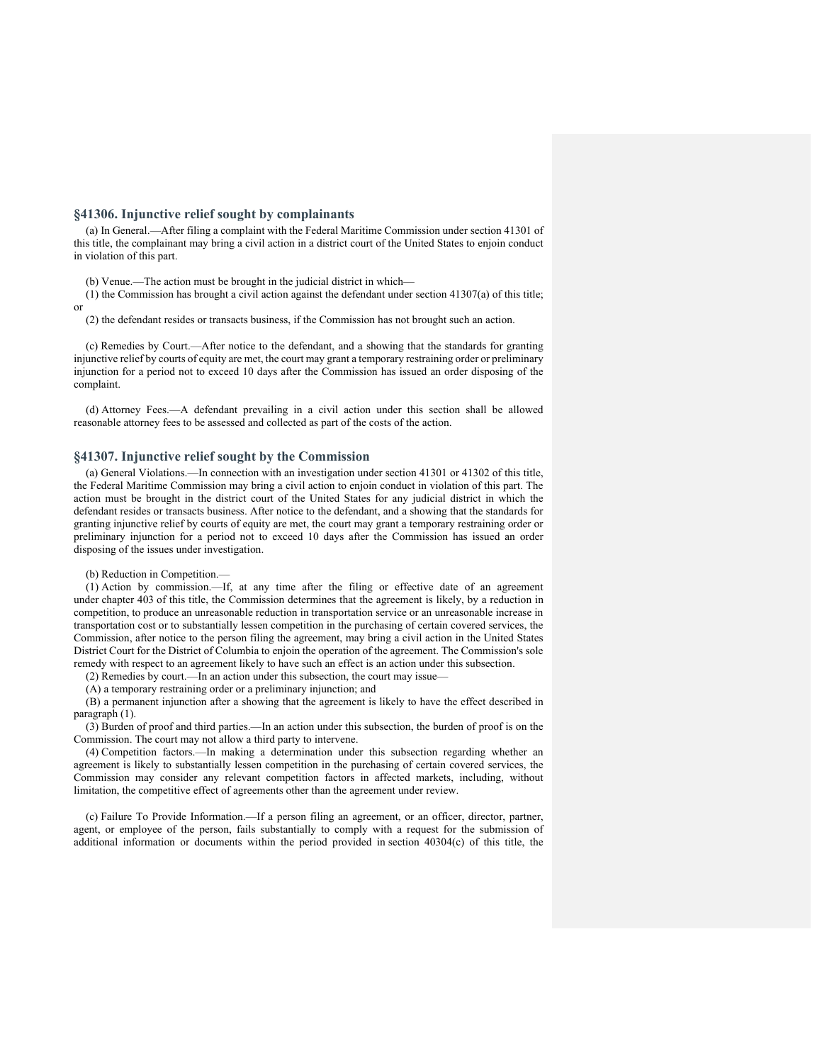## §41306. Injunctive relief sought by complainants

(a) In General.—After filing a complaint with the Federal Maritime Commission under section 41301 of this title, the complainant may bring a civil action in a district court of the United States to enjoin conduct in violation of this part.

(b) Venue.—The action must be brought in the judicial district in which—

(1) the Commission has brought a civil action against the defendant under section 41307(a) of this title; or

(2) the defendant resides or transacts business, if the Commission has not brought such an action.

(c) Remedies by Court.—After notice to the defendant, and a showing that the standards for granting injunctive relief by courts of equity are met, the court may grant a temporary restraining order or preliminary injunction for a period not to exceed 10 days after the Commission has issued an order disposing of the complaint.

(d) Attorney Fees.—A defendant prevailing in a civil action under this section shall be allowed reasonable attorney fees to be assessed and collected as part of the costs of the action.

## §41307. Injunctive relief sought by the Commission

(a) General Violations.—In connection with an investigation under section 41301 or 41302 of this title, the Federal Maritime Commission may bring a civil action to enjoin conduct in violation of this part. The action must be brought in the district court of the United States for any judicial district in which the defendant resides or transacts business. After notice to the defendant, and a showing that the standards for granting injunctive relief by courts of equity are met, the court may grant a temporary restraining order or preliminary injunction for a period not to exceed 10 days after the Commission has issued an order disposing of the issues under investigation.

(b) Reduction in Competition.—

(1) Action by commission.—If, at any time after the filing or effective date of an agreement under chapter 403 of this title, the Commission determines that the agreement is likely, by a reduction in competition, to produce an unreasonable reduction in transportation service or an unreasonable increase in transportation cost or to substantially lessen competition in the purchasing of certain covered services, the Commission, after notice to the person filing the agreement, may bring a civil action in the United States District Court for the District of Columbia to enjoin the operation of the agreement. The Commission's sole remedy with respect to an agreement likely to have such an effect is an action under this subsection.

(2) Remedies by court.—In an action under this subsection, the court may issue—

(A) a temporary restraining order or a preliminary injunction; and

(B) a permanent injunction after a showing that the agreement is likely to have the effect described in paragraph (1).

(3) Burden of proof and third parties.—In an action under this subsection, the burden of proof is on the Commission. The court may not allow a third party to intervene.

(4) Competition factors.—In making a determination under this subsection regarding whether an agreement is likely to substantially lessen competition in the purchasing of certain covered services, the Commission may consider any relevant competition factors in affected markets, including, without limitation, the competitive effect of agreements other than the agreement under review.

(c) Failure To Provide Information.—If a person filing an agreement, or an officer, director, partner, agent, or employee of the person, fails substantially to comply with a request for the submission of additional information or documents within the period provided in section 40304(c) of this title, the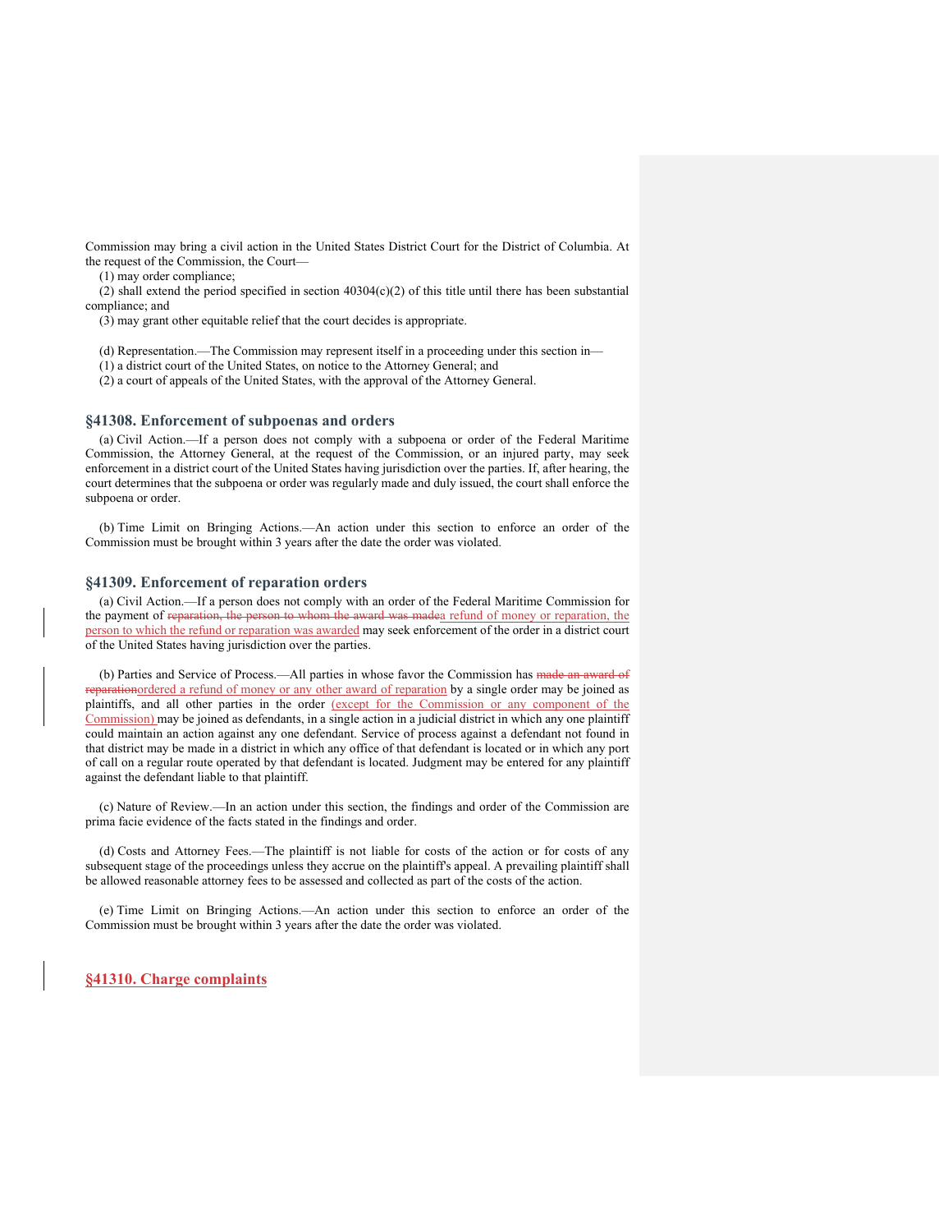Commission may bring a civil action in the United States District Court for the District of Columbia. At the request of the Commission, the Court—

(1) may order compliance;

(2) shall extend the period specified in section 40304(c)(2) of this title until there has been substantial compliance; and

(3) may grant other equitable relief that the court decides is appropriate.

(d) Representation.—The Commission may represent itself in a proceeding under this section in—

(1) a district court of the United States, on notice to the Attorney General; and

(2) a court of appeals of the United States, with the approval of the Attorney General.

## §41308. Enforcement of subpoenas and orders

(a) Civil Action.—If a person does not comply with a subpoena or order of the Federal Maritime Commission, the Attorney General, at the request of the Commission, or an injured party, may seek enforcement in a district court of the United States having jurisdiction over the parties. If, after hearing, the court determines that the subpoena or order was regularly made and duly issued, the court shall enforce the subpoena or order.

(b) Time Limit on Bringing Actions.—An action under this section to enforce an order of the Commission must be brought within 3 years after the date the order was violated.

## §41309. Enforcement of reparation orders

(a) Civil Action.—If a person does not comply with an order of the Federal Maritime Commission for the payment of ~~reparation, the person to whom the award was made~~a refund of money or reparation, the person to which the refund or reparation was awarded may seek enforcement of the order in a district court of the United States having jurisdiction over the parties.

(b) Parties and Service of Process.—All parties in whose favor the Commission has ~~made an award of reparation~~ordered a refund of money or any other award of reparation by a single order may be joined as plaintiffs, and all other parties in the order (except for the Commission or any component of the Commission) may be joined as defendants, in a single action in a judicial district in which any one plaintiff could maintain an action against any one defendant. Service of process against a defendant not found in that district may be made in a district in which any office of that defendant is located or in which any port of call on a regular route operated by that defendant is located. Judgment may be entered for any plaintiff against the defendant liable to that plaintiff.

(c) Nature of Review.—In an action under this section, the findings and order of the Commission are prima facie evidence of the facts stated in the findings and order.

(d) Costs and Attorney Fees.—The plaintiff is not liable for costs of the action or for costs of any subsequent stage of the proceedings unless they accrue on the plaintiff's appeal. A prevailing plaintiff shall be allowed reasonable attorney fees to be assessed and collected as part of the costs of the action.

(e) Time Limit on Bringing Actions.—An action under this section to enforce an order of the Commission must be brought within 3 years after the date the order was violated.

## §41310. Charge complaints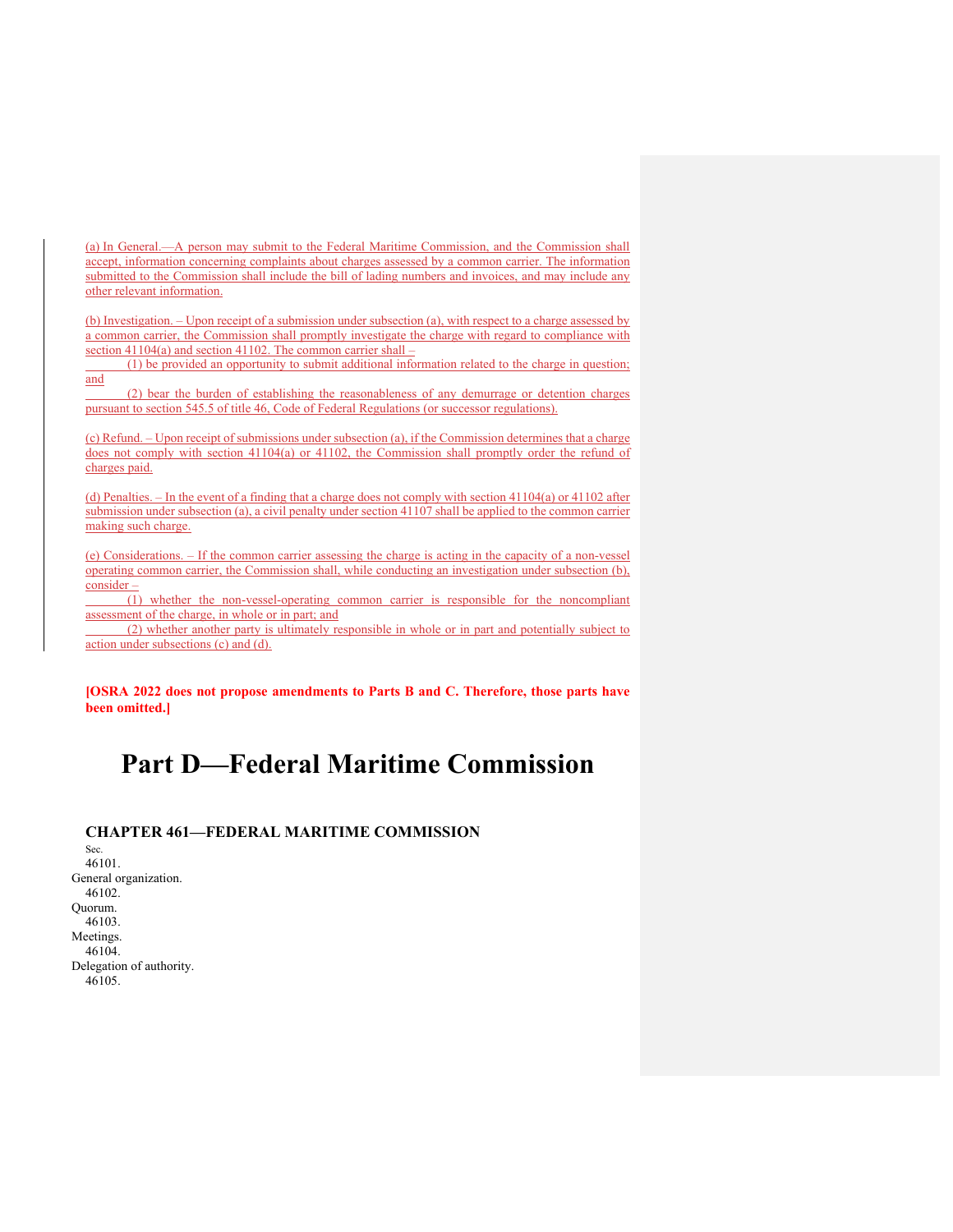(a) In General.—A person may submit to the Federal Maritime Commission, and the Commission shall accept, information concerning complaints about charges assessed by a common carrier. The information submitted to the Commission shall include the bill of lading numbers and invoices, and may include any other relevant information.

(b) Investigation. – Upon receipt of a submission under subsection (a), with respect to a charge assessed by a common carrier, the Commission shall promptly investigate the charge with regard to compliance with section 41104(a) and section 41102. The common carrier shall –

(1) be provided an opportunity to submit additional information related to the charge in question; and

(2) bear the burden of establishing the reasonableness of any demurrage or detention charges pursuant to section 545.5 of title 46, Code of Federal Regulations (or successor regulations).

(c) Refund. – Upon receipt of submissions under subsection (a), if the Commission determines that a charge does not comply with section 41104(a) or 41102, the Commission shall promptly order the refund of charges paid.

(d) Penalties. – In the event of a finding that a charge does not comply with section 41104(a) or 41102 after submission under subsection (a), a civil penalty under section 41107 shall be applied to the common carrier making such charge.

(e) Considerations. – If the common carrier assessing the charge is acting in the capacity of a non-vessel operating common carrier, the Commission shall, while conducting an investigation under subsection (b), consider –

(1) whether the non-vessel-operating common carrier is responsible for the noncompliant assessment of the charge, in whole or in part; and

(2) whether another party is ultimately responsible in whole or in part and potentially subject to action under subsections (c) and (d).

**[OSRA 2022 does not propose amendments to Parts B and C. Therefore, those parts have been omitted.]**

# Part D—Federal Maritime Commission

## CHAPTER 461—FEDERAL MARITIME COMMISSION

Sec.

46101. General organization.

46102. Quorum.

46103. Meetings.

46104. Delegation of authority.

46105.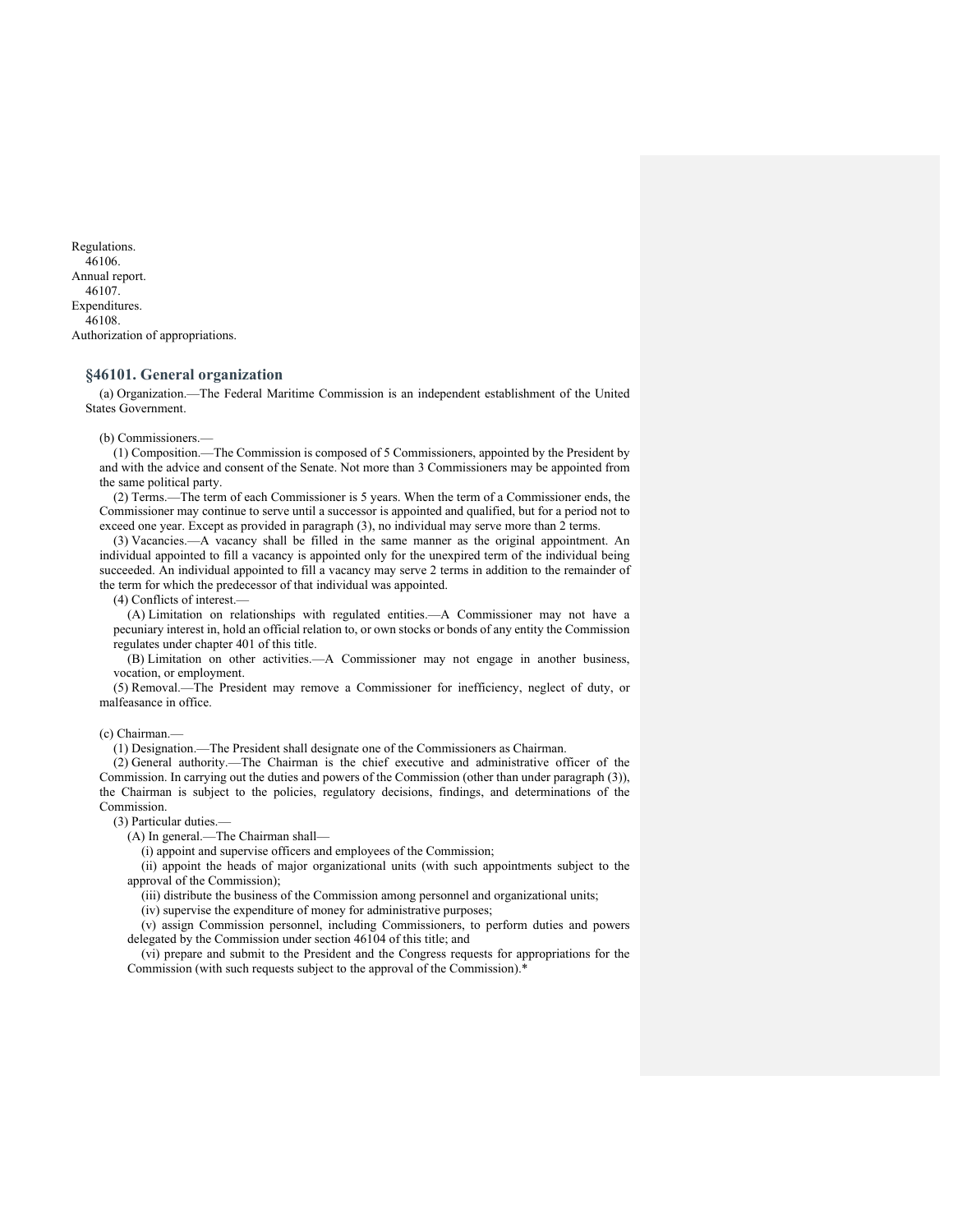Regulations.
46106.
Annual report.
46107.
Expenditures.
46108.
Authorization of appropriations.

## §46101. General organization

(a) Organization.—The Federal Maritime Commission is an independent establishment of the United States Government.

(b) Commissioners.—

(1) Composition.—The Commission is composed of 5 Commissioners, appointed by the President by and with the advice and consent of the Senate. Not more than 3 Commissioners may be appointed from the same political party.

(2) Terms.—The term of each Commissioner is 5 years. When the term of a Commissioner ends, the Commissioner may continue to serve until a successor is appointed and qualified, but for a period not to exceed one year. Except as provided in paragraph (3), no individual may serve more than 2 terms.

(3) Vacancies.—A vacancy shall be filled in the same manner as the original appointment. An individual appointed to fill a vacancy is appointed only for the unexpired term of the individual being succeeded. An individual appointed to fill a vacancy may serve 2 terms in addition to the remainder of the term for which the predecessor of that individual was appointed.

(4) Conflicts of interest.—

(A) Limitation on relationships with regulated entities.—A Commissioner may not have a pecuniary interest in, hold an official relation to, or own stocks or bonds of any entity the Commission regulates under chapter 401 of this title.

(B) Limitation on other activities.—A Commissioner may not engage in another business, vocation, or employment.

(5) Removal.—The President may remove a Commissioner for inefficiency, neglect of duty, or malfeasance in office.

(c) Chairman.—

(1) Designation.—The President shall designate one of the Commissioners as Chairman.

(2) General authority.—The Chairman is the chief executive and administrative officer of the Commission. In carrying out the duties and powers of the Commission (other than under paragraph (3)), the Chairman is subject to the policies, regulatory decisions, findings, and determinations of the Commission.

(3) Particular duties.—

(A) In general.—The Chairman shall—

(i) appoint and supervise officers and employees of the Commission;

(ii) appoint the heads of major organizational units (with such appointments subject to the approval of the Commission);

(iii) distribute the business of the Commission among personnel and organizational units;

(iv) supervise the expenditure of money for administrative purposes;

(v) assign Commission personnel, including Commissioners, to perform duties and powers delegated by the Commission under section 46104 of this title; and

(vi) prepare and submit to the President and the Congress requests for appropriations for the Commission (with such requests subject to the approval of the Commission).*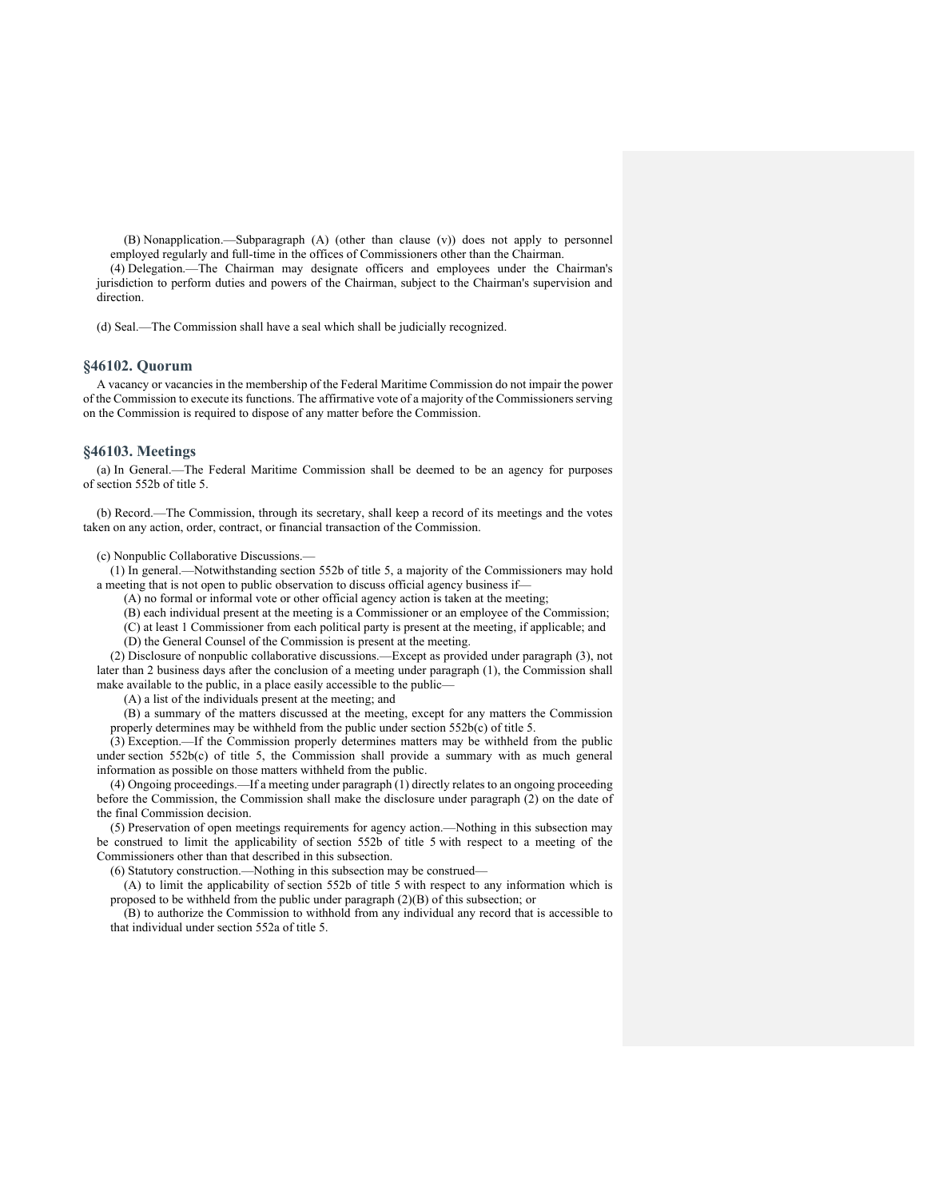(B) Nonapplication.—Subparagraph (A) (other than clause (v)) does not apply to personnel employed regularly and full-time in the offices of Commissioners other than the Chairman.

(4) Delegation.—The Chairman may designate officers and employees under the Chairman's jurisdiction to perform duties and powers of the Chairman, subject to the Chairman's supervision and direction.

(d) Seal.—The Commission shall have a seal which shall be judicially recognized.

## §46102. Quorum

A vacancy or vacancies in the membership of the Federal Maritime Commission do not impair the power of the Commission to execute its functions. The affirmative vote of a majority of the Commissioners serving on the Commission is required to dispose of any matter before the Commission.

## §46103. Meetings

(a) In General.—The Federal Maritime Commission shall be deemed to be an agency for purposes of section 552b of title 5.

(b) Record.—The Commission, through its secretary, shall keep a record of its meetings and the votes taken on any action, order, contract, or financial transaction of the Commission.

(c) Nonpublic Collaborative Discussions.—

(1) In general.—Notwithstanding section 552b of title 5, a majority of the Commissioners may hold a meeting that is not open to public observation to discuss official agency business if—

(A) no formal or informal vote or other official agency action is taken at the meeting;

(B) each individual present at the meeting is a Commissioner or an employee of the Commission;

(C) at least 1 Commissioner from each political party is present at the meeting, if applicable; and

(D) the General Counsel of the Commission is present at the meeting.

(2) Disclosure of nonpublic collaborative discussions.—Except as provided under paragraph (3), not later than 2 business days after the conclusion of a meeting under paragraph (1), the Commission shall make available to the public, in a place easily accessible to the public—

(A) a list of the individuals present at the meeting; and

(B) a summary of the matters discussed at the meeting, except for any matters the Commission properly determines may be withheld from the public under section 552b(c) of title 5.

(3) Exception.—If the Commission properly determines matters may be withheld from the public under section 552b(c) of title 5, the Commission shall provide a summary with as much general information as possible on those matters withheld from the public.

(4) Ongoing proceedings.—If a meeting under paragraph (1) directly relates to an ongoing proceeding before the Commission, the Commission shall make the disclosure under paragraph (2) on the date of the final Commission decision.

(5) Preservation of open meetings requirements for agency action.—Nothing in this subsection may be construed to limit the applicability of section 552b of title 5 with respect to a meeting of the Commissioners other than that described in this subsection.

(6) Statutory construction.—Nothing in this subsection may be construed—

(A) to limit the applicability of section 552b of title 5 with respect to any information which is proposed to be withheld from the public under paragraph (2)(B) of this subsection; or

(B) to authorize the Commission to withhold from any individual any record that is accessible to that individual under section 552a of title 5.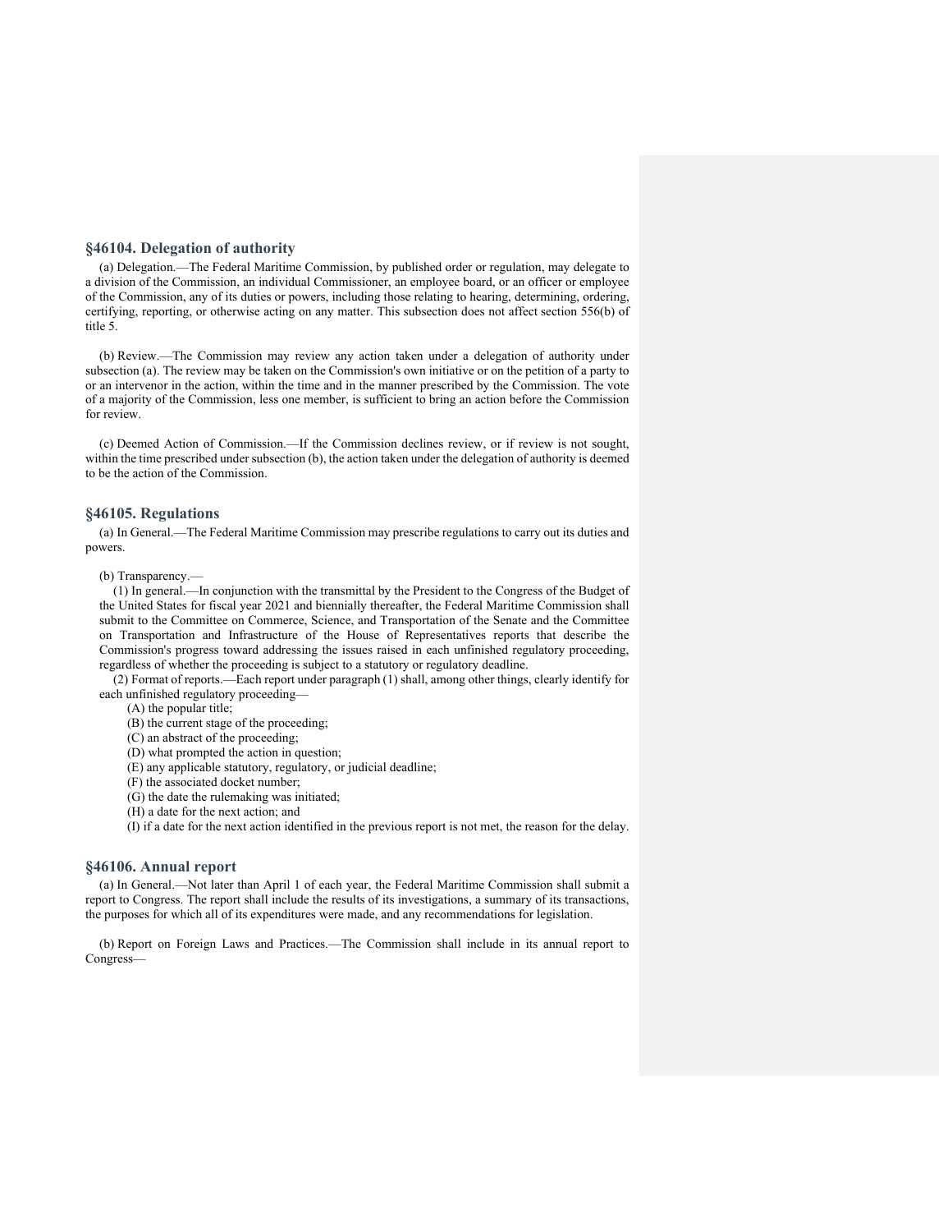## §46104. Delegation of authority

(a) Delegation.—The Federal Maritime Commission, by published order or regulation, may delegate to a division of the Commission, an individual Commissioner, an employee board, or an officer or employee of the Commission, any of its duties or powers, including those relating to hearing, determining, ordering, certifying, reporting, or otherwise acting on any matter. This subsection does not affect section 556(b) of title 5.

(b) Review.—The Commission may review any action taken under a delegation of authority under subsection (a). The review may be taken on the Commission's own initiative or on the petition of a party to or an intervenor in the action, within the time and in the manner prescribed by the Commission. The vote of a majority of the Commission, less one member, is sufficient to bring an action before the Commission for review.

(c) Deemed Action of Commission.—If the Commission declines review, or if review is not sought, within the time prescribed under subsection (b), the action taken under the delegation of authority is deemed to be the action of the Commission.

## §46105. Regulations

(a) In General.—The Federal Maritime Commission may prescribe regulations to carry out its duties and powers.

(b) Transparency.—

(1) In general.—In conjunction with the transmittal by the President to the Congress of the Budget of the United States for fiscal year 2021 and biennially thereafter, the Federal Maritime Commission shall submit to the Committee on Commerce, Science, and Transportation of the Senate and the Committee on Transportation and Infrastructure of the House of Representatives reports that describe the Commission's progress toward addressing the issues raised in each unfinished regulatory proceeding, regardless of whether the proceeding is subject to a statutory or regulatory deadline.

(2) Format of reports.—Each report under paragraph (1) shall, among other things, clearly identify for each unfinished regulatory proceeding—

(A) the popular title;
(B) the current stage of the proceeding;
(C) an abstract of the proceeding;
(D) what prompted the action in question;
(E) any applicable statutory, regulatory, or judicial deadline;
(F) the associated docket number;
(G) the date the rulemaking was initiated;
(H) a date for the next action; and
(I) if a date for the next action identified in the previous report is not met, the reason for the delay.

## §46106. Annual report

(a) In General.—Not later than April 1 of each year, the Federal Maritime Commission shall submit a report to Congress. The report shall include the results of its investigations, a summary of its transactions, the purposes for which all of its expenditures were made, and any recommendations for legislation.

(b) Report on Foreign Laws and Practices.—The Commission shall include in its annual report to Congress—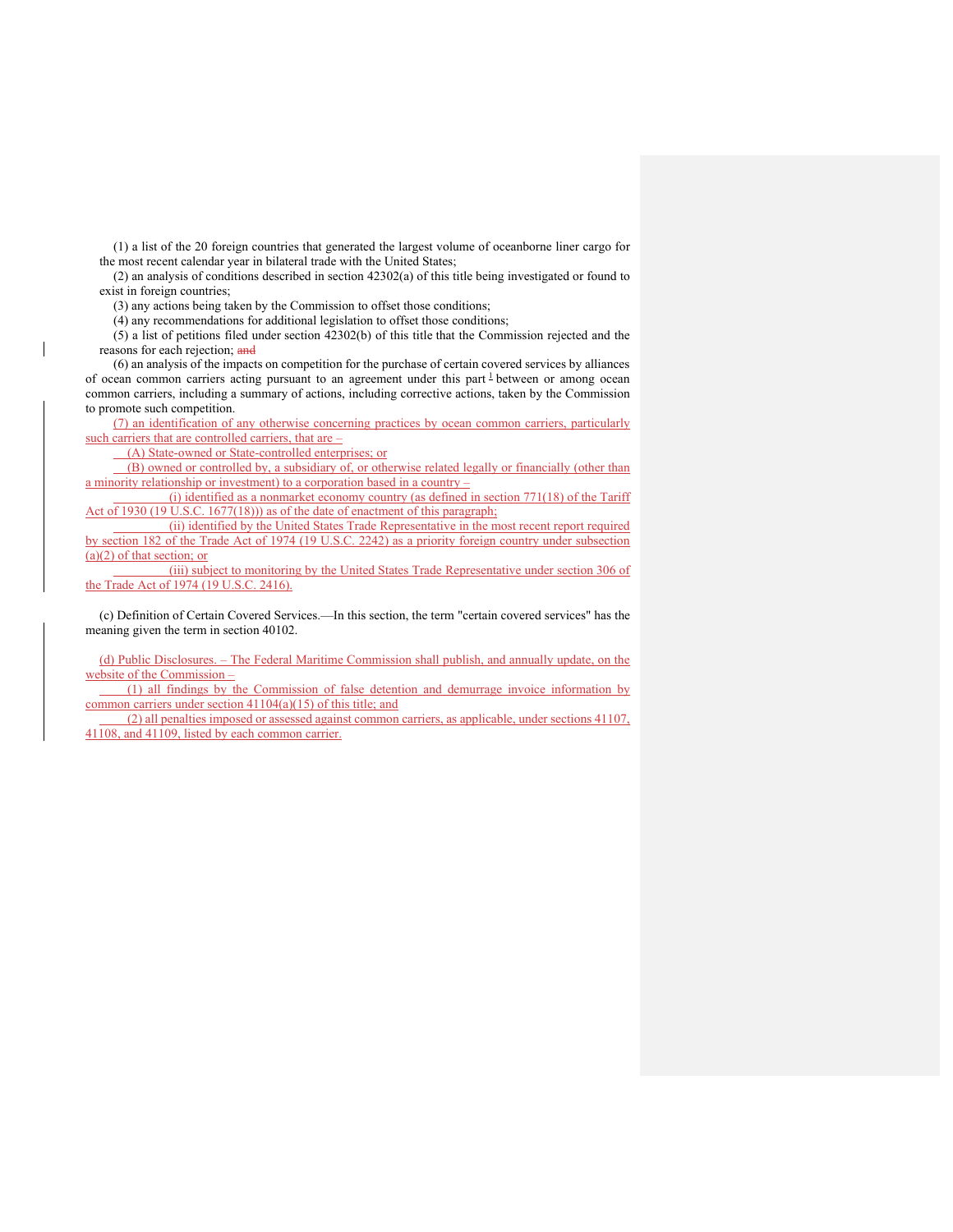(1) a list of the 20 foreign countries that generated the largest volume of oceanborne liner cargo for the most recent calendar year in bilateral trade with the United States;

(2) an analysis of conditions described in section 42302(a) of this title being investigated or found to exist in foreign countries;

(3) any actions being taken by the Commission to offset those conditions;

(4) any recommendations for additional legislation to offset those conditions;

(5) a list of petitions filed under section 42302(b) of this title that the Commission rejected and the reasons for each rejection; ~~and~~

(6) an analysis of the impacts on competition for the purchase of certain covered services by alliances of ocean common carriers acting pursuant to an agreement under this part [1] between or among ocean common carriers, including a summary of actions, including corrective actions, taken by the Commission to promote such competition.

(7) an identification of any otherwise concerning practices by ocean common carriers, particularly such carriers that are controlled carriers, that are –

(A) State-owned or State-controlled enterprises; or

(B) owned or controlled by, a subsidiary of, or otherwise related legally or financially (other than a minority relationship or investment) to a corporation based in a country –

(i) identified as a nonmarket economy country (as defined in section 771(18) of the Tariff Act of 1930 (19 U.S.C. 1677(18))) as of the date of enactment of this paragraph;

(ii) identified by the United States Trade Representative in the most recent report required by section 182 of the Trade Act of 1974 (19 U.S.C. 2242) as a priority foreign country under subsection (a)(2) of that section; or

(iii) subject to monitoring by the United States Trade Representative under section 306 of the Trade Act of 1974 (19 U.S.C. 2416).

(c) Definition of Certain Covered Services.—In this section, the term "certain covered services" has the meaning given the term in section 40102.

(d) Public Disclosures. – The Federal Maritime Commission shall publish, and annually update, on the website of the Commission –

(1) all findings by the Commission of false detention and demurrage invoice information by common carriers under section 41104(a)(15) of this title; and

(2) all penalties imposed or assessed against common carriers, as applicable, under sections 41107, 41108, and 41109, listed by each common carrier.